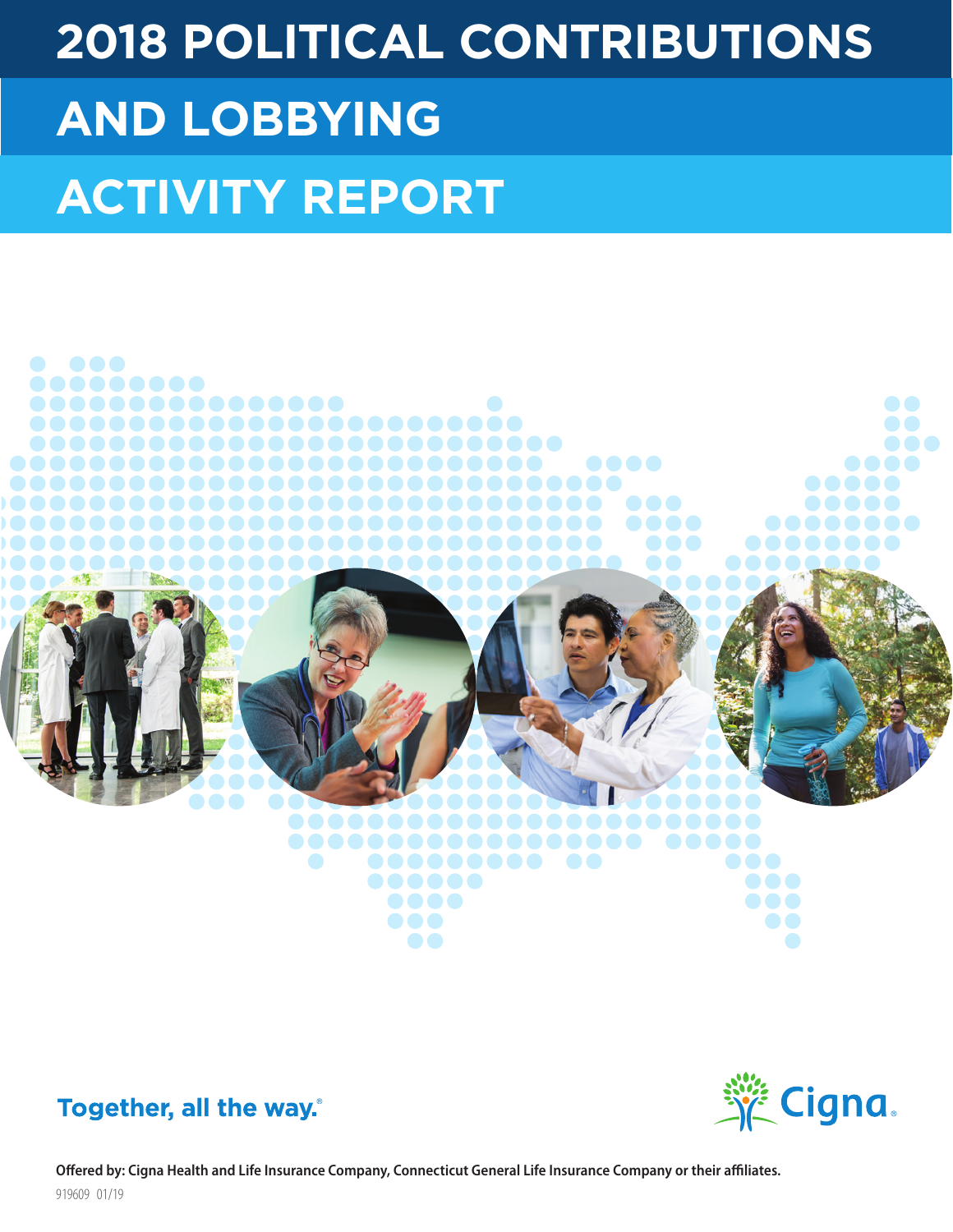# 2018 POLITICAL CONTRIBUTIONS AND LOBBYING ACTIVITY REPORT

Together, all the way.®

Cigna.

**Offered by: Cigna Health and Life Insurance Company, Connecticut General Life Insurance Company or their affiliates.**

919609 01/19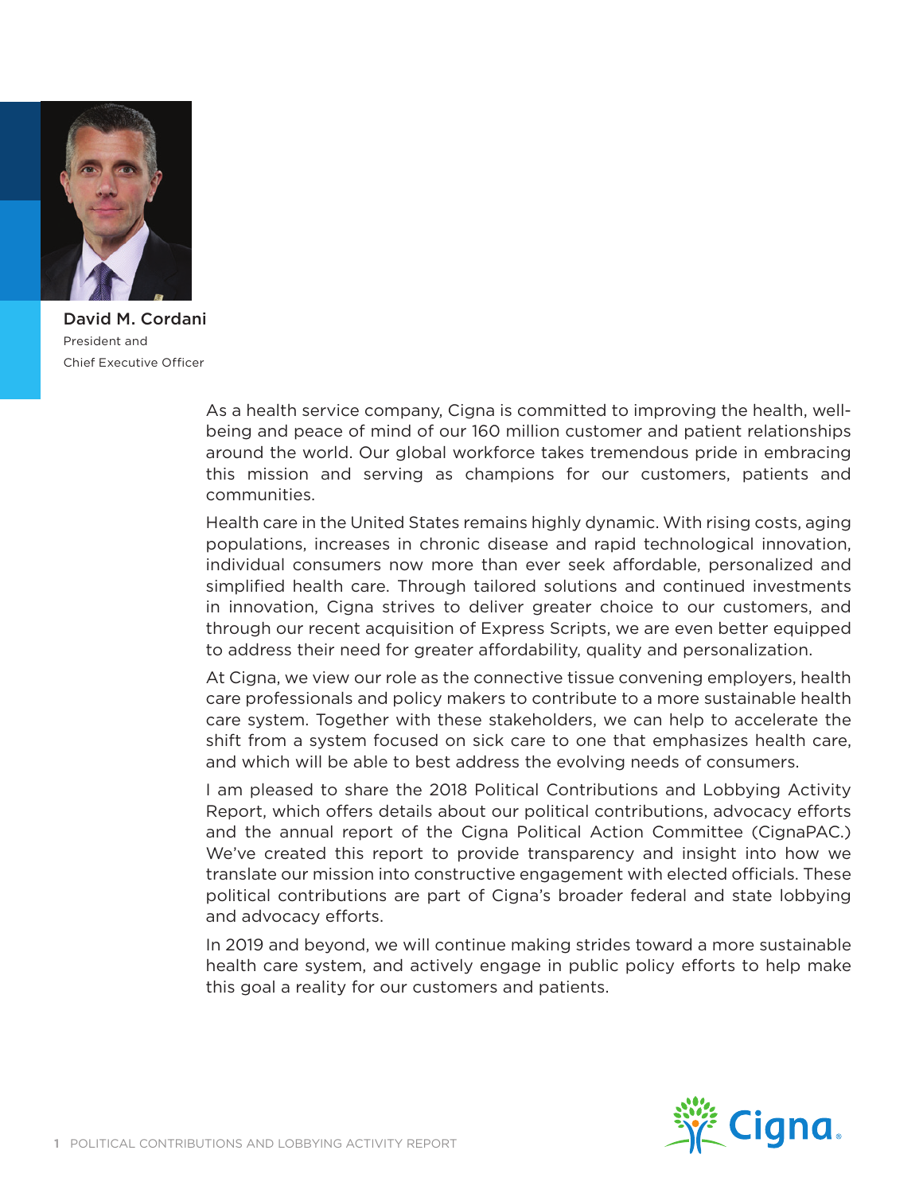**David M. Cordani**
President and
Chief Executive Officer

As a health service company, Cigna is committed to improving the health, well-being and peace of mind of our 160 million customer and patient relationships around the world. Our global workforce takes tremendous pride in embracing this mission and serving as champions for our customers, patients and communities.

Health care in the United States remains highly dynamic. With rising costs, aging populations, increases in chronic disease and rapid technological innovation, individual consumers now more than ever seek affordable, personalized and simplified health care. Through tailored solutions and continued investments in innovation, Cigna strives to deliver greater choice to our customers, and through our recent acquisition of Express Scripts, we are even better equipped to address their need for greater affordability, quality and personalization.

At Cigna, we view our role as the connective tissue convening employers, health care professionals and policy makers to contribute to a more sustainable health care system. Together with these stakeholders, we can help to accelerate the shift from a system focused on sick care to one that emphasizes health care, and which will be able to best address the evolving needs of consumers.

I am pleased to share the 2018 Political Contributions and Lobbying Activity Report, which offers details about our political contributions, advocacy efforts and the annual report of the Cigna Political Action Committee (CignaPAC.) We've created this report to provide transparency and insight into how we translate our mission into constructive engagement with elected officials. These political contributions are part of Cigna's broader federal and state lobbying and advocacy efforts.

In 2019 and beyond, we will continue making strides toward a more sustainable health care system, and actively engage in public policy efforts to help make this goal a reality for our customers and patients.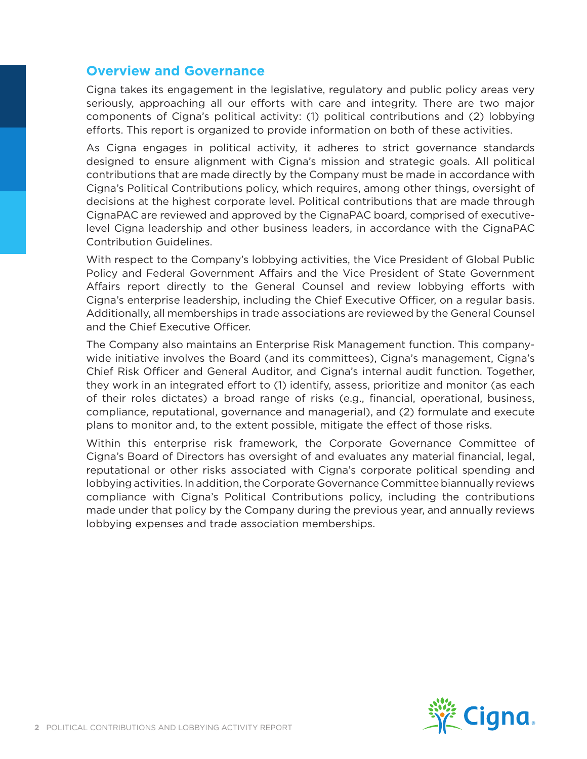## Overview and Governance

Cigna takes its engagement in the legislative, regulatory and public policy areas very seriously, approaching all our efforts with care and integrity. There are two major components of Cigna's political activity: (1) political contributions and (2) lobbying efforts. This report is organized to provide information on both of these activities.

As Cigna engages in political activity, it adheres to strict governance standards designed to ensure alignment with Cigna's mission and strategic goals. All political contributions that are made directly by the Company must be made in accordance with Cigna's Political Contributions policy, which requires, among other things, oversight of decisions at the highest corporate level. Political contributions that are made through CignaPAC are reviewed and approved by the CignaPAC board, comprised of executive-level Cigna leadership and other business leaders, in accordance with the CignaPAC Contribution Guidelines.

With respect to the Company's lobbying activities, the Vice President of Global Public Policy and Federal Government Affairs and the Vice President of State Government Affairs report directly to the General Counsel and review lobbying efforts with Cigna's enterprise leadership, including the Chief Executive Officer, on a regular basis. Additionally, all memberships in trade associations are reviewed by the General Counsel and the Chief Executive Officer.

The Company also maintains an Enterprise Risk Management function. This company-wide initiative involves the Board (and its committees), Cigna's management, Cigna's Chief Risk Officer and General Auditor, and Cigna's internal audit function. Together, they work in an integrated effort to (1) identify, assess, prioritize and monitor (as each of their roles dictates) a broad range of risks (e.g., financial, operational, business, compliance, reputational, governance and managerial), and (2) formulate and execute plans to monitor and, to the extent possible, mitigate the effect of those risks.

Within this enterprise risk framework, the Corporate Governance Committee of Cigna's Board of Directors has oversight of and evaluates any material financial, legal, reputational or other risks associated with Cigna's corporate political spending and lobbying activities. In addition, the Corporate Governance Committee biannually reviews compliance with Cigna's Political Contributions policy, including the contributions made under that policy by the Company during the previous year, and annually reviews lobbying expenses and trade association memberships.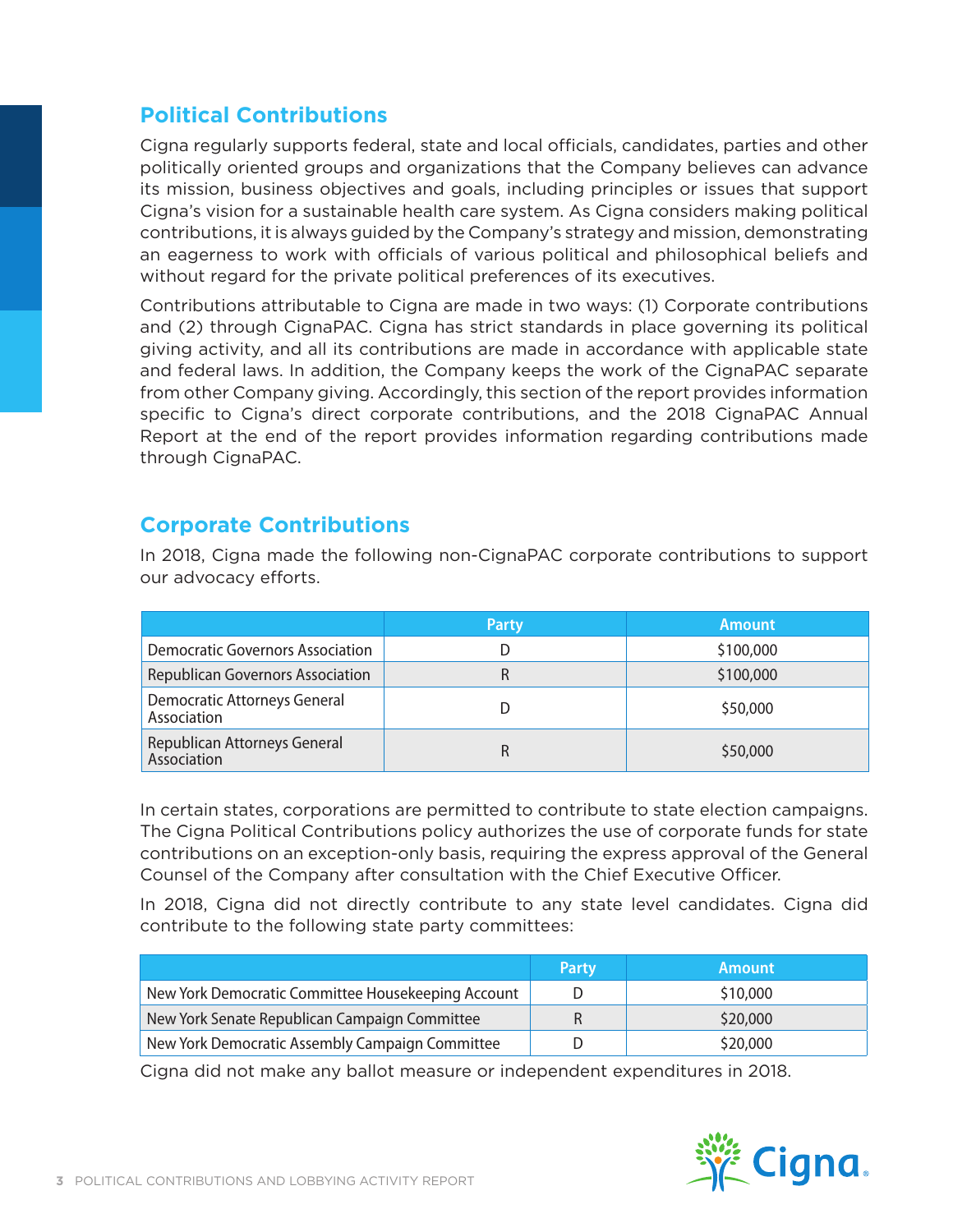## Political Contributions

Cigna regularly supports federal, state and local officials, candidates, parties and other politically oriented groups and organizations that the Company believes can advance its mission, business objectives and goals, including principles or issues that support Cigna's vision for a sustainable health care system. As Cigna considers making political contributions, it is always guided by the Company's strategy and mission, demonstrating an eagerness to work with officials of various political and philosophical beliefs and without regard for the private political preferences of its executives.

Contributions attributable to Cigna are made in two ways: (1) Corporate contributions and (2) through CignaPAC. Cigna has strict standards in place governing its political giving activity, and all its contributions are made in accordance with applicable state and federal laws. In addition, the Company keeps the work of the CignaPAC separate from other Company giving. Accordingly, this section of the report provides information specific to Cigna's direct corporate contributions, and the 2018 CignaPAC Annual Report at the end of the report provides information regarding contributions made through CignaPAC.

## Corporate Contributions

In 2018, Cigna made the following non-CignaPAC corporate contributions to support our advocacy efforts.

| | Party | Amount |
|---|---|---|
| Democratic Governors Association | D | $100,000 |
| Republican Governors Association | R | $100,000 |
| Democratic Attorneys General Association | D | $50,000 |
| Republican Attorney General Association | R | $50,000 |

In certain states, corporations are permitted to contribute to state election campaigns. The Cigna Political Contributions policy authorizes the use of corporate funds for state contributions on an exception-only basis, requiring the express approval of the General Counsel of the Company after consultation with the Chief Executive Officer.

In 2018, Cigna did not directly contribute to any state level candidates. Cigna did contribute to the following state party committees:

| | Party | Amount |
|---|---|---|
| New York Democratic Committee Housekeeping Account | D | $10,000 |
| New York Senate Republican Campaign Committee | R | $20,000 |
| New York Democratic Assembly Campaign Committee | D | $20,000 |

Cigna did not make any ballot measure or independent expenditures in 2018.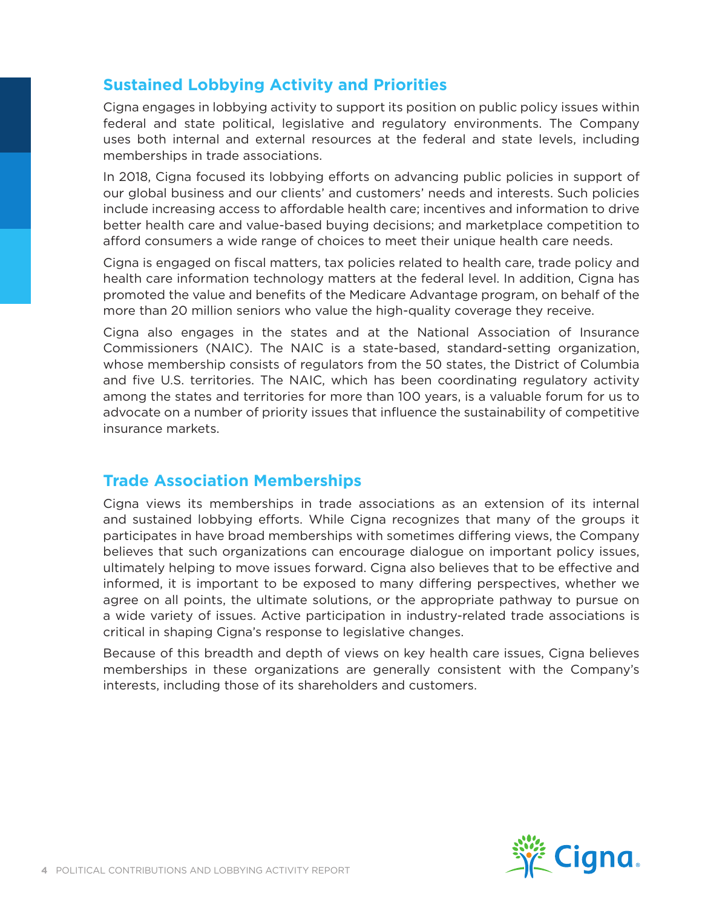## Sustained Lobbying Activity and Priorities

Cigna engages in lobbying activity to support its position on public policy issues within federal and state political, legislative and regulatory environments. The Company uses both internal and external resources at the federal and state levels, including memberships in trade associations.

In 2018, Cigna focused its lobbying efforts on advancing public policies in support of our global business and our clients' and customers' needs and interests. Such policies include increasing access to affordable health care; incentives and information to drive better health care and value-based buying decisions; and marketplace competition to afford consumers a wide range of choices to meet their unique health care needs.

Cigna is engaged on fiscal matters, tax policies related to health care, trade policy and health care information technology matters at the federal level. In addition, Cigna has promoted the value and benefits of the Medicare Advantage program, on behalf of the more than 20 million seniors who value the high-quality coverage they receive.

Cigna also engages in the states and at the National Association of Insurance Commissioners (NAIC). The NAIC is a state-based, standard-setting organization, whose membership consists of regulators from the 50 states, the District of Columbia and five U.S. territories. The NAIC, which has been coordinating regulatory activity among the states and territories for more than 100 years, is a valuable forum for us to advocate on a number of priority issues that influence the sustainability of competitive insurance markets.

## Trade Association Memberships

Cigna views its memberships in trade associations as an extension of its internal and sustained lobbying efforts. While Cigna recognizes that many of the groups it participates in have broad memberships with sometimes differing views, the Company believes that such organizations can encourage dialogue on important policy issues, ultimately helping to move issues forward. Cigna also believes that to be effective and informed, it is important to be exposed to many differing perspectives, whether we agree on all points, the ultimate solutions, or the appropriate pathway to pursue on a wide variety of issues. Active participation in industry-related trade associations is critical in shaping Cigna's response to legislative changes.

Because of this breadth and depth of views on key health care issues, Cigna believes memberships in these organizations are generally consistent with the Company's interests, including those of its shareholders and customers.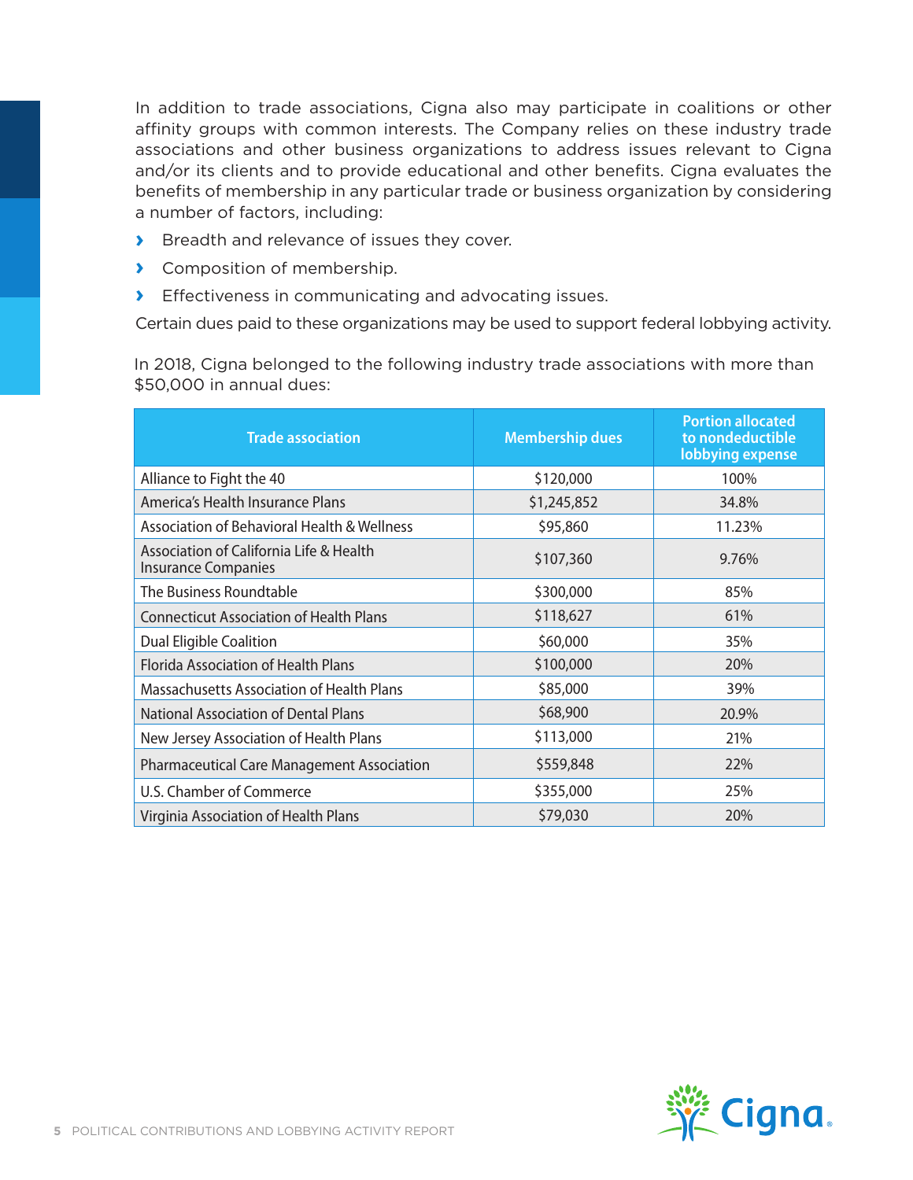In addition to trade associations, Cigna also may participate in coalitions or other affinity groups with common interests. The Company relies on these industry trade associations and other business organizations to address issues relevant to Cigna and/or its clients and to provide educational and other benefits. Cigna evaluates the benefits of membership in any particular trade or business organization by considering a number of factors, including:

- Breadth and relevance of issues they cover.
- Composition of membership.
- Effectiveness in communicating and advocating issues.

Certain dues paid to these organizations may be used to support federal lobbying activity.

In 2018, Cigna belonged to the following industry trade associations with more than $50,000 in annual dues:

| Trade association | Membership dues | Portion allocated to nondeductible lobbying expense |
|---|---|---|
| Alliance to Fight the 40 | $120,000 | 100% |
| America's Health Insurance Plans | $1,245,852 | 34.8% |
| Association of Behavioral Health & Wellness | $95,860 | 11.23% |
| Association of California Life & Health Insurance Companies | $107,360 | 9.76% |
| The Business Roundtable | $300,000 | 85% |
| Connecticut Association of Health Plans | $118,627 | 61% |
| Dual Eligible Coalition | $60,000 | 35% |
| Florida Association of Health Plans | $100,000 | 20% |
| Massachusetts Association of Health Plans | $85,000 | 39% |
| National Association of Dental Plans | $68,900 | 20.9% |
| New Jersey Association of Health Plans | $113,000 | 21% |
| Pharmaceutical Care Management Association | $559,848 | 22% |
| U.S. Chamber of Commerce | $355,000 | 25% |
| Virginia Association of Health Plans | $79,030 | 20% |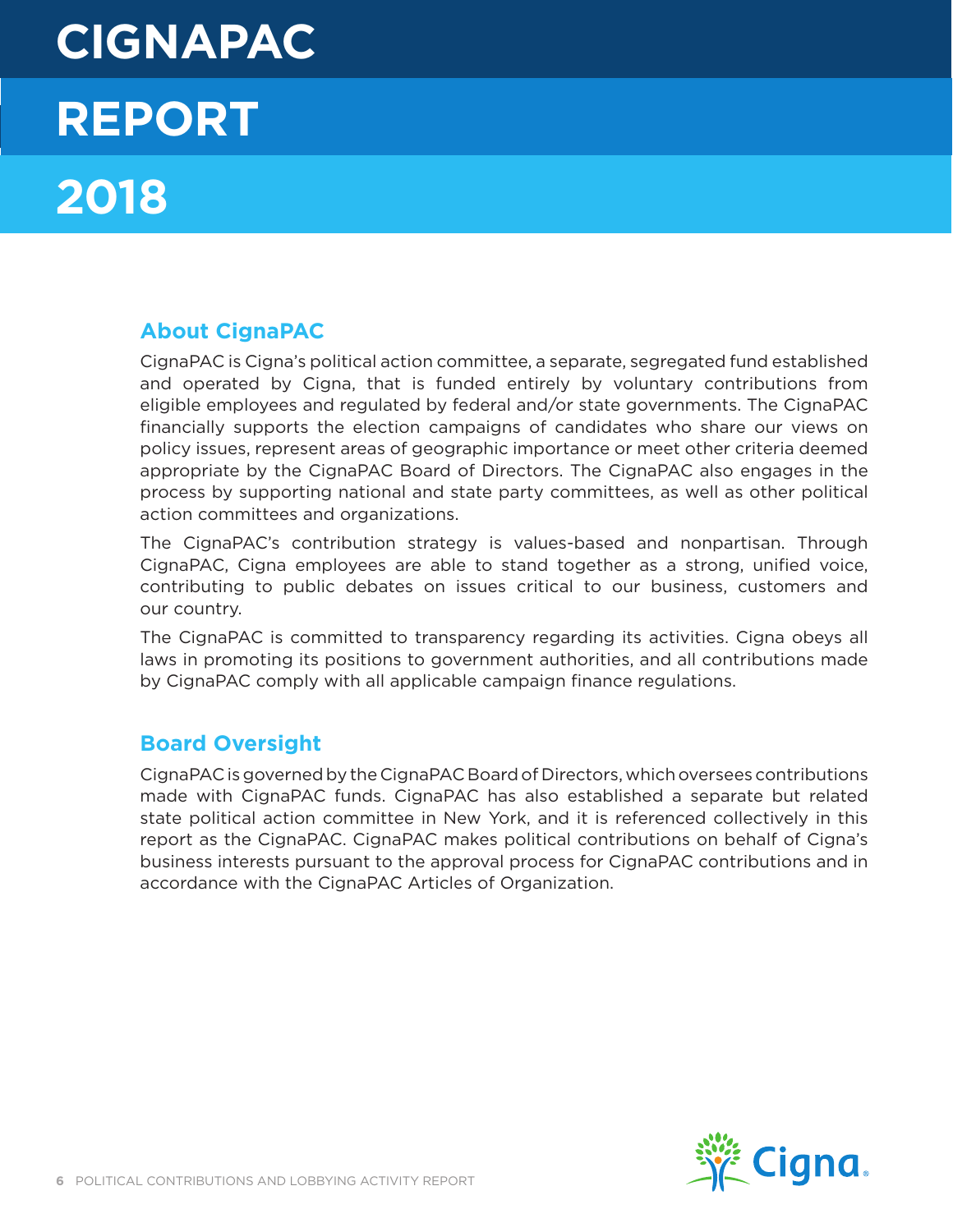# CIGNAPAC REPORT 2018

## About CignaPAC

CignaPAC is Cigna's political action committee, a separate, segregated fund established and operated by Cigna, that is funded entirely by voluntary contributions from eligible employees and regulated by federal and/or state governments. The CignaPAC financially supports the election campaigns of candidates who share our views on policy issues, represent areas of geographic importance or meet other criteria deemed appropriate by the CignaPAC Board of Directors. The CignaPAC also engages in the process by supporting national and state party committees, as well as other political action committees and organizations.

The CignaPAC's contribution strategy is values-based and nonpartisan. Through CignaPAC, Cigna employees are able to stand together as a strong, unified voice, contributing to public debates on issues critical to our business, customers and our country.

The CignaPAC is committed to transparency regarding its activities. Cigna obeys all laws in promoting its positions to government authorities, and all contributions made by CignaPAC comply with all applicable campaign finance regulations.

## Board Oversight

CignaPAC is governed by the CignaPAC Board of Directors, which oversees contributions made with CignaPAC funds. CignaPAC has also established a separate but related state political action committee in New York, and it is referenced collectively in this report as the CignaPAC. CignaPAC makes political contributions on behalf of Cigna's business interests pursuant to the approval process for CignaPAC contributions and in accordance with the CignaPAC Articles of Organization.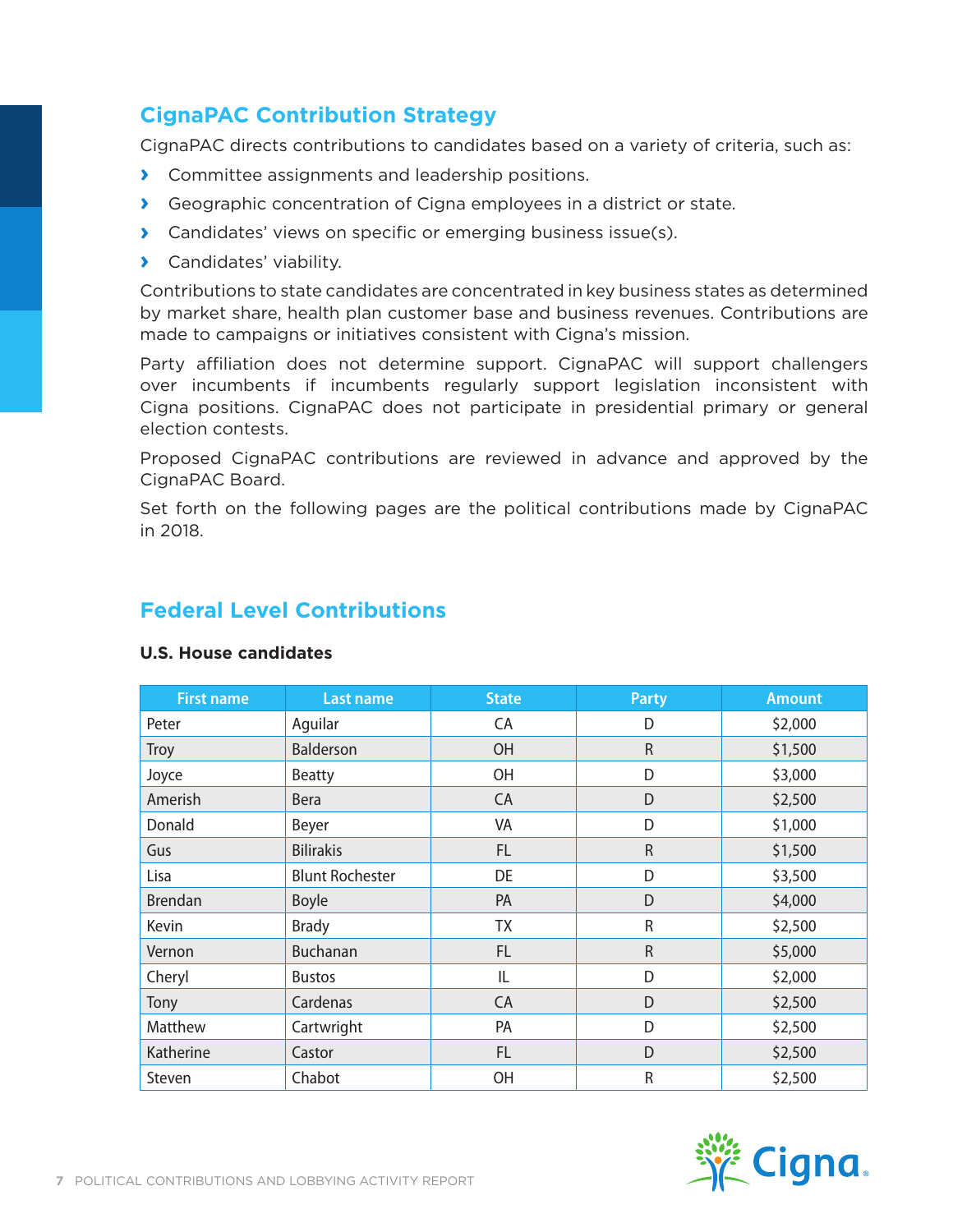## CignaPAC Contribution Strategy

CignaPAC directs contributions to candidates based on a variety of criteria, such as:

- Committee assignments and leadership positions.
- Geographic concentration of Cigna employees in a district or state.
- Candidates' views on specific or emerging business issue(s).
- Candidates' viability.

Contributions to state candidates are concentrated in key business states as determined by market share, health plan customer base and business revenues. Contributions are made to campaigns or initiatives consistent with Cigna's mission.

Party affiliation does not determine support. CignaPAC will support challengers over incumbents if incumbents regularly support legislation inconsistent with Cigna positions. CignaPAC does not participate in presidential primary or general election contests.

Proposed CignaPAC contributions are reviewed in advance and approved by the CignaPAC Board.

Set forth on the following pages are the political contributions made by CignaPAC in 2018.

## Federal Level Contributions

### U.S. House candidates

| First name | Last name | State | Party | Amount |
|---|---|---|---|---|
| Peter | Aguilar | CA | D | $2,000 |
| Troy | Balderson | OH | R | $1,500 |
| Joyce | Beatty | OH | D | $3,000 |
| Amerish | Bera | CA | D | $2,500 |
| Donald | Beyer | VA | D | $1,000 |
| Gus | Bilirakis | FL | R | $1,500 |
| Lisa | Blunt Rochester | DE | D | $3,500 |
| Brendan | Boyle | PA | D | $4,000 |
| Kevin | Brady | TX | R | $2,500 |
| Vernon | Buchanan | FL | R | $5,000 |
| Cheryl | Bustos | IL | D | $2,000 |
| Tony | Cardenas | CA | D | $2,500 |
| Matthew | Cartwright | PA | D | $2,500 |
| Katherine | Castor | FL | D | $2,500 |
| Steven | Chabot | OH | R | $2,500 |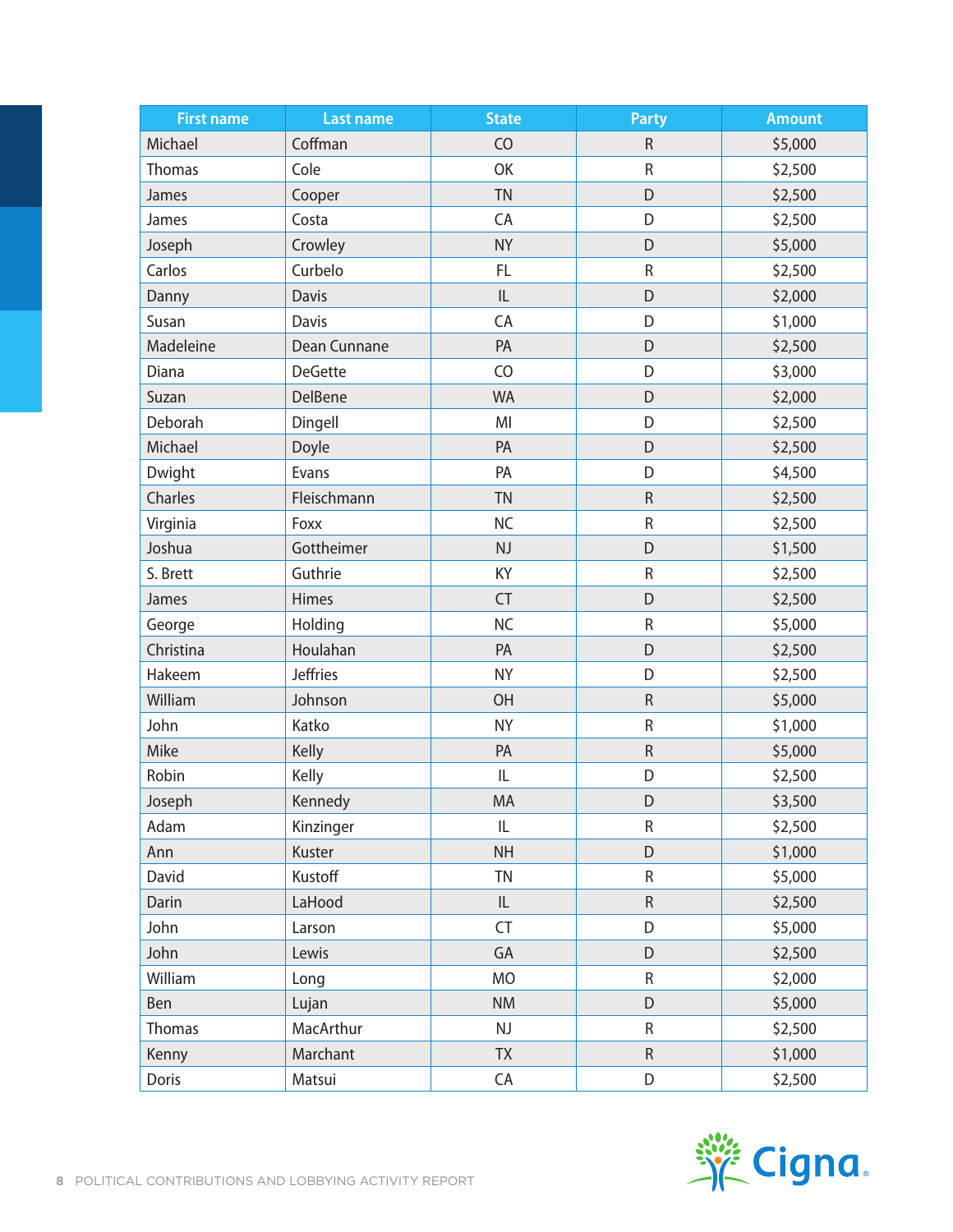| First name | Last name | State | Party | Amount |
|---|---|---|---|---|
| Michael | Coffman | CO | R | $5,000 |
| Thomas | Cole | OK | R | $2,500 |
| James | Cooper | TN | D | $2,500 |
| James | Costa | CA | D | $2,500 |
| Joseph | Crowley | NY | D | $5,000 |
| Carlos | Curbelo | FL | R | $2,500 |
| Danny | Davis | IL | D | $2,000 |
| Susan | Davis | CA | D | $1,000 |
| Madeleine | Dean Cunnane | PA | D | $2,500 |
| Diana | DeGette | CO | D | $3,000 |
| Suzan | DelBene | WA | D | $2,000 |
| Deborah | Dingell | MI | D | $2,500 |
| Michael | Doyle | PA | D | $2,500 |
| Dwight | Evans | PA | D | $4,500 |
| Charles | Fleischmann | TN | R | $2,500 |
| Virginia | Foxx | NC | R | $2,500 |
| Joshua | Gottheimer | NJ | D | $1,500 |
| S. Brett | Guthrie | KY | R | $2,500 |
| James | Himes | CT | D | $2,500 |
| George | Holding | NC | R | $5,000 |
| Christina | Houlahan | PA | D | $2,500 |
| Hakeem | Jeffries | NY | D | $2,500 |
| William | Johnson | OH | R | $5,000 |
| John | Katko | NY | R | $1,000 |
| Mike | Kelly | PA | R | $5,000 |
| Robin | Kelly | IL | D | $2,500 |
| Joseph | Kennedy | MA | D | $3,500 |
| Adam | Kinzinger | IL | R | $2,500 |
| Ann | Kuster | NH | D | $1,000 |
| David | Kustoff | TN | R | $5,000 |
| Darin | LaHood | IL | R | $2,500 |
| John | Larson | CT | D | $5,000 |
| John | Lewis | GA | D | $2,500 |
| William | Long | MO | R | $2,000 |
| Ben | Lujan | NM | D | $5,000 |
| Thomas | MacArthur | NJ | R | $2,500 |
| Kenny | Marchant | TX | R | $1,000 |
| Doris | Matsui | CA | D | $2,500 |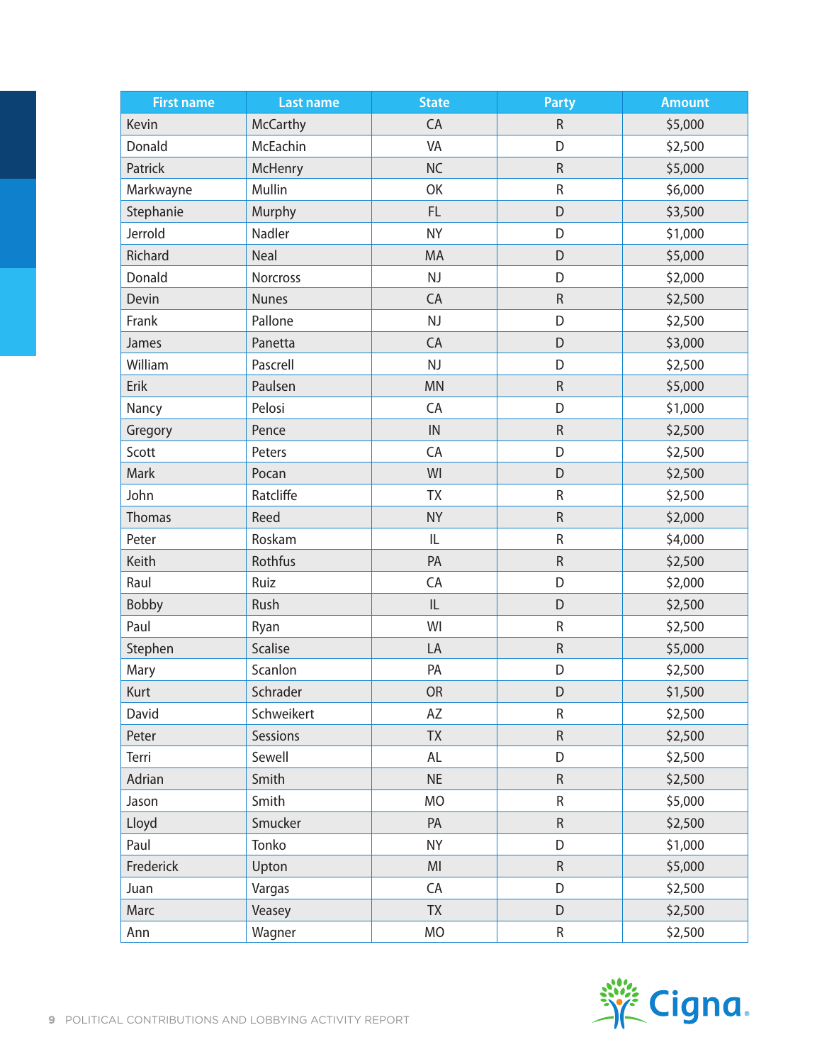| First name | Last name | State | Party | Amount |
| --- | --- | --- | --- | --- |
| Kevin | McCarthy | CA | R | $5,000 |
| Donald | McEachin | VA | D | $2,500 |
| Patrick | McHenry | NC | R | $5,000 |
| Markwayne | Mullin | OK | R | $6,000 |
| Stephanie | Murphy | FL | D | $3,500 |
| Jerrold | Nadler | NY | D | $1,000 |
| Richard | Neal | MA | D | $5,000 |
| Donald | Norcross | NJ | D | $2,000 |
| Devin | Nunes | CA | R | $2,500 |
| Frank | Pallone | NJ | D | $2,500 |
| James | Panetta | CA | D | $3,000 |
| William | Pascrell | NJ | D | $2,500 |
| Erik | Paulsen | MN | R | $5,000 |
| Nancy | Pelosi | CA | D | $1,000 |
| Gregory | Pence | IN | R | $2,500 |
| Scott | Peters | CA | D | $2,500 |
| Mark | Pocan | WI | D | $2,500 |
| John | Ratcliffe | TX | R | $2,500 |
| Thomas | Reed | NY | R | $2,000 |
| Peter | Roskam | IL | R | $4,000 |
| Keith | Rothfus | PA | R | $2,500 |
| Raul | Ruiz | CA | D | $2,000 |
| Bobby | Rush | IL | D | $2,500 |
| Paul | Ryan | WI | R | $2,500 |
| Stephen | Scalise | LA | R | $5,000 |
| Mary | Scanlon | PA | D | $2,500 |
| Kurt | Schrader | OR | D | $1,500 |
| David | Schweikert | AZ | R | $2,500 |
| Peter | Sessions | TX | R | $2,500 |
| Terri | Sewell | AL | D | $2,500 |
| Adrian | Smith | NE | R | $2,500 |
| Jason | Smith | MO | R | $5,000 |
| Lloyd | Smucker | PA | R | $2,500 |
| Paul | Tonko | NY | D | $1,000 |
| Frederick | Upton | MI | R | $5,000 |
| Juan | Vargas | CA | D | $2,500 |
| Marc | Veasey | TX | D | $2,500 |
| Ann | Wagner | MO | R | $2,500 |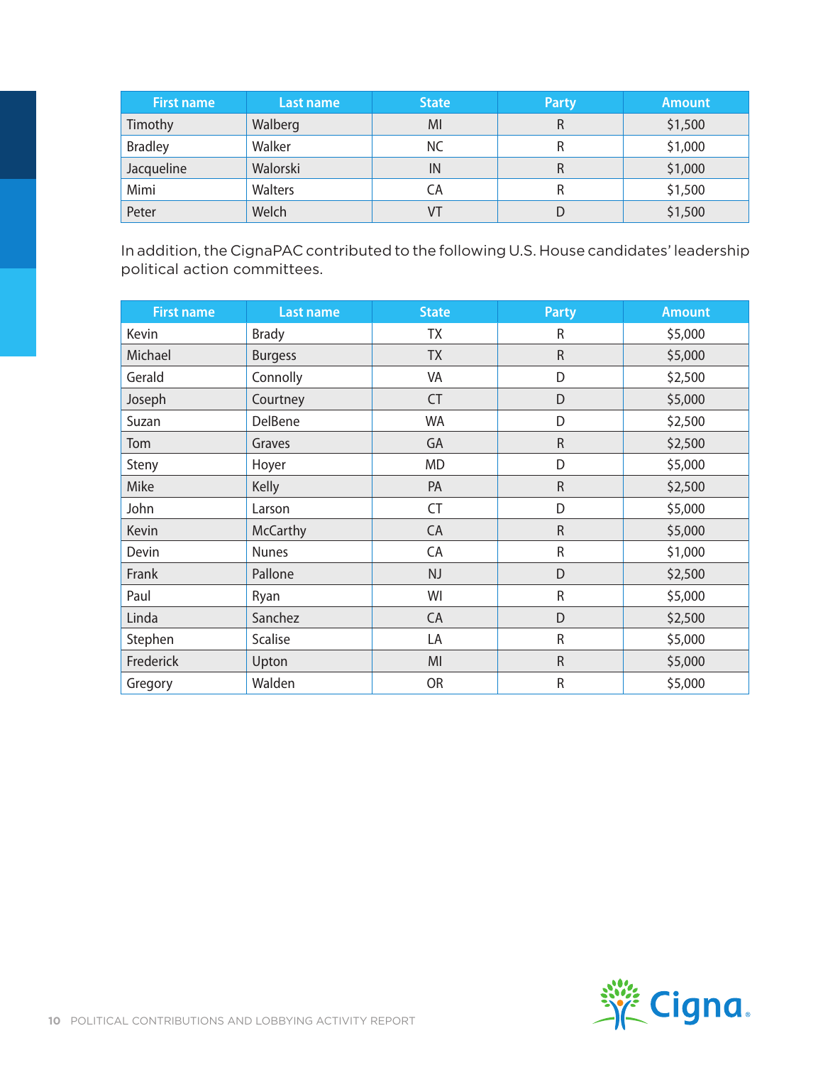| First name | Last name | State | Party | Amount |
|---|---|---|---|---|
| Timothy | Walberg | MI | R | $1,500 |
| Bradley | Walker | NC | R | $1,000 |
| Jacqueline | Walorski | IN | R | $1,000 |
| Mimi | Walters | CA | R | $1,500 |
| Peter | Welch | VT | D | $1,500 |

In addition, the CignaPAC contributed to the following U.S. House candidates' leadership political action committees.

| First name | Last name | State | Party | Amount |
|---|---|---|---|---|
| Kevin | Brady | TX | R | $5,000 |
| Michael | Burgess | TX | R | $5,000 |
| Gerald | Connolly | VA | D | $2,500 |
| Joseph | Courtney | CT | D | $5,000 |
| Suzan | DelBene | WA | D | $2,500 |
| Tom | Graves | GA | R | $2,500 |
| Steny | Hoyer | MD | D | $5,000 |
| Mike | Kelly | PA | R | $2,500 |
| John | Larson | CT | D | $5,000 |
| Kevin | McCarthy | CA | R | $5,000 |
| Devin | Nunes | CA | R | $1,000 |
| Frank | Pallone | NJ | D | $2,500 |
| Paul | Ryan | WI | R | $5,000 |
| Linda | Sanchez | CA | D | $2,500 |
| Stephen | Scalise | LA | R | $5,000 |
| Frederick | Upton | MI | R | $5,000 |
| Gregory | Walden | OR | R | $5,000 |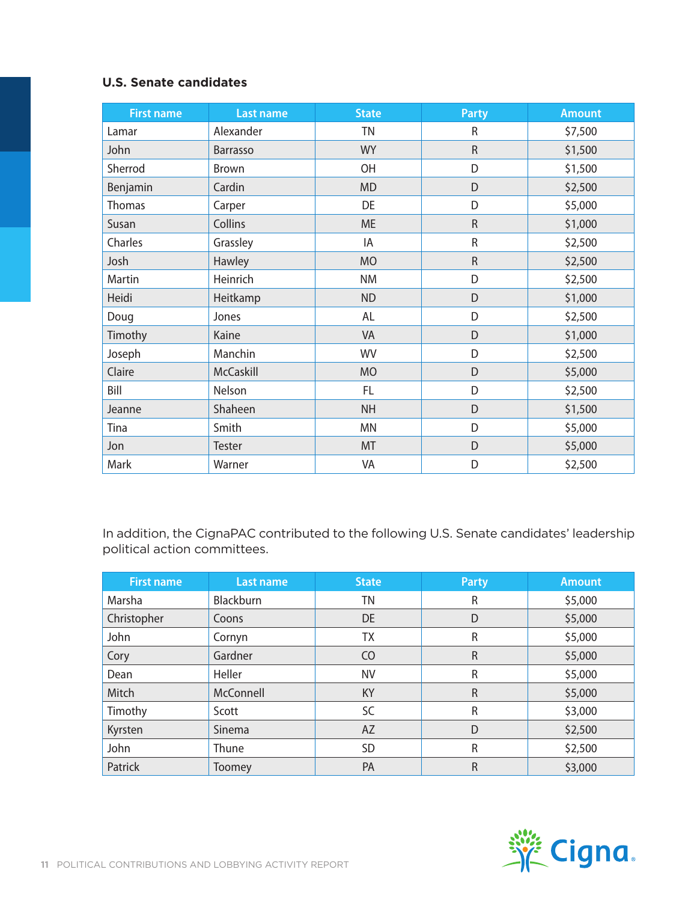### U.S. Senate candidates

| First name | Last name | State | Party | Amount |
|---|---|---|---|---|
| Lamar | Alexander | TN | R | $7,500 |
| John | Barrasso | WY | R | $1,500 |
| Sherrod | Brown | OH | D | $1,500 |
| Benjamin | Cardin | MD | D | $2,500 |
| Thomas | Carper | DE | D | $5,000 |
| Susan | Collins | ME | R | $1,000 |
| Charles | Grassley | IA | R | $2,500 |
| Josh | Hawley | MO | R | $2,500 |
| Martin | Heinrich | NM | D | $2,500 |
| Heidi | Heitkamp | ND | D | $1,000 |
| Doug | Jones | AL | D | $2,500 |
| Timothy | Kaine | VA | D | $1,000 |
| Joseph | Manchin | WV | D | $2,500 |
| Claire | McCaskill | MO | D | $5,000 |
| Bill | Nelson | FL | D | $2,500 |
| Jeanne | Shaheen | NH | D | $1,500 |
| Tina | Smith | MN | D | $5,000 |
| Jon | Tester | MT | D | $5,000 |
| Mark | Warner | VA | D | $2,500 |

In addition, the CignaPAC contributed to the following U.S. Senate candidates' leadership political action committees.

| First name | Last name | State | Party | Amount |
|---|---|---|---|---|
| Marsha | Blackburn | TN | R | $5,000 |
| Christopher | Coons | DE | D | $5,000 |
| John | Cornyn | TX | R | $5,000 |
| Cory | Gardner | CO | R | $5,000 |
| Dean | Heller | NV | R | $5,000 |
| Mitch | McConnell | KY | R | $5,000 |
| Timothy | Scott | SC | R | $3,000 |
| Kyrsten | Sinema | AZ | D | $2,500 |
| John | Thune | SD | R | $2,500 |
| Patrick | Toomey | PA | R | $3,000 |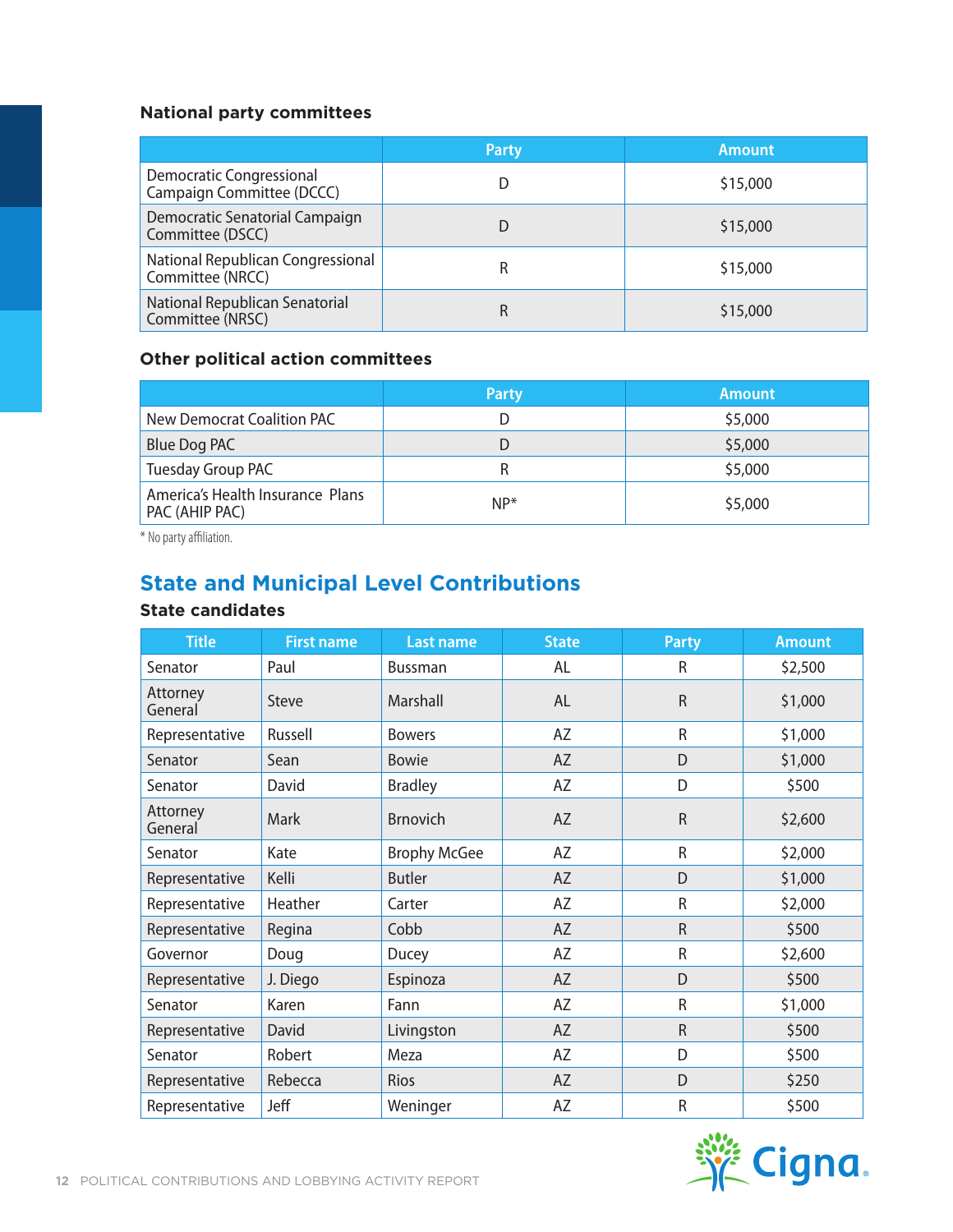### National party committees

| | Party | Amount |
|---|---|---|
| Democratic Congressional Campaign Committee (DCCC) | D | $15,000 |
| Democratic Senatorial Campaign Committee (DSCC) | D | $15,000 |
| National Republican Congressional Committee (NRCC) | R | $15,000 |
| National Republican Senatorial Committee (NRSC) | R | $15,000 |

### Other political action committees

| | Party | Amount |
|---|---|---|
| New Democrat Coalition PAC | D | $5,000 |
| Blue Dog PAC | D | $5,000 |
| Tuesday Group PAC | R | $5,000 |
| America's Health Insurance Plans PAC (AHIP PAC) | NP* | $5,000 |

* No party affiliation.

## State and Municipal Level Contributions

### State candidates

| Title | First name | Last name | State | Party | Amount |
|---|---|---|---|---|---|
| Senator | Paul | Bussman | AL | R | $2,500 |
| Attorney General | Steve | Marshall | AL | R | $1,000 |
| Representative | Russell | Bowers | AZ | R | $1,000 |
| Senator | Sean | Bowie | AZ | D | $1,000 |
| Senator | David | Bradley | AZ | D | $500 |
| Attorney General | Mark | Brnovich | AZ | R | $2,600 |
| Senator | Kate | Brophy McGee | AZ | R | $2,000 |
| Representative | Kelli | Butler | AZ | D | $1,000 |
| Representative | Heather | Carter | AZ | R | $2,000 |
| Representative | Regina | Cobb | AZ | R | $500 |
| Governor | Doug | Ducey | AZ | R | $2,600 |
| Representative | J. Diego | Espinoza | AZ | D | $500 |
| Senator | Karen | Fann | AZ | R | $1,000 |
| Representative | David | Livingston | AZ | R | $500 |
| Senator | Robert | Meza | AZ | D | $500 |
| Representative | Rebecca | Rios | AZ | D | $250 |
| Representative | Jeff | Weninger | AZ | R | $500 |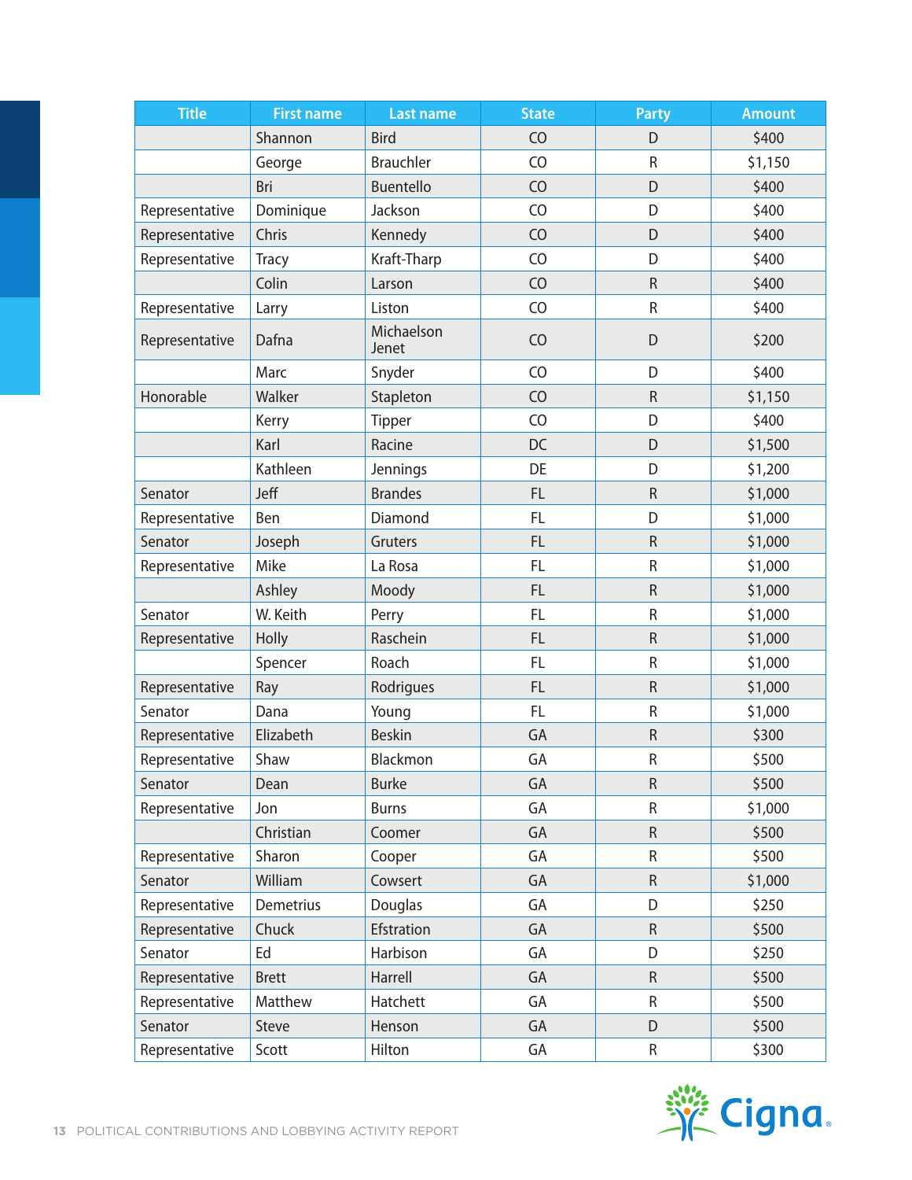| Title | First name | Last name | State | Party | Amount |
|---|---|---|---|---|---|
| | Shannon | Bird | CO | D | $400 |
| | George | Brauchler | CO | R | $1,150 |
| | Bri | Buentello | CO | D | $400 |
| Representative | Dominique | Jackson | CO | D | $400 |
| Representative | Chris | Kennedy | CO | D | $400 |
| Representative | Tracy | Kraft-Tharp | CO | D | $400 |
| | Colin | Larson | CO | R | $400 |
| Representative | Larry | Liston | CO | R | $400 |
| Representative | Dafna | Michaelson Jenet | CO | D | $200 |
| | Marc | Snyder | CO | D | $400 |
| Honorable | Walker | Stapleton | CO | R | $1,150 |
| | Kerry | Tipper | CO | D | $400 |
| | Karl | Racine | DC | D | $1,500 |
| | Kathleen | Jennings | DE | D | $1,200 |
| Senator | Jeff | Brandes | FL | R | $1,000 |
| Representative | Ben | Diamond | FL | D | $1,000 |
| Senator | Joseph | Gruters | FL | R | $1,000 |
| Representative | Mike | La Rosa | FL | R | $1,000 |
| | Ashley | Moody | FL | R | $1,000 |
| Senator | W. Keith | Perry | FL | R | $1,000 |
| Representative | Holly | Raschein | FL | R | $1,000 |
| | Spencer | Roach | FL | R | $1,000 |
| Representative | Ray | Rodrigues | FL | R | $1,000 |
| Senator | Dana | Young | FL | R | $1,000 |
| Representative | Elizabeth | Beskin | GA | R | $300 |
| Representative | Shaw | Blackmon | GA | R | $500 |
| Senator | Dean | Burke | GA | R | $500 |
| Representative | Jon | Burns | GA | R | $1,000 |
| | Christian | Coomer | GA | R | $500 |
| Representative | Sharon | Cooper | GA | R | $500 |
| Senator | William | Cowsert | GA | R | $1,000 |
| Representative | Demetrius | Douglas | GA | D | $250 |
| Representative | Chuck | Efstration | GA | R | $500 |
| Senator | Ed | Harbison | GA | D | $250 |
| Representative | Brett | Harrell | GA | R | $500 |
| Representative | Matthew | Hatchett | GA | R | $500 |
| Senator | Steve | Henson | GA | D | $500 |
| Representative | Scott | Hilton | GA | R | $300 |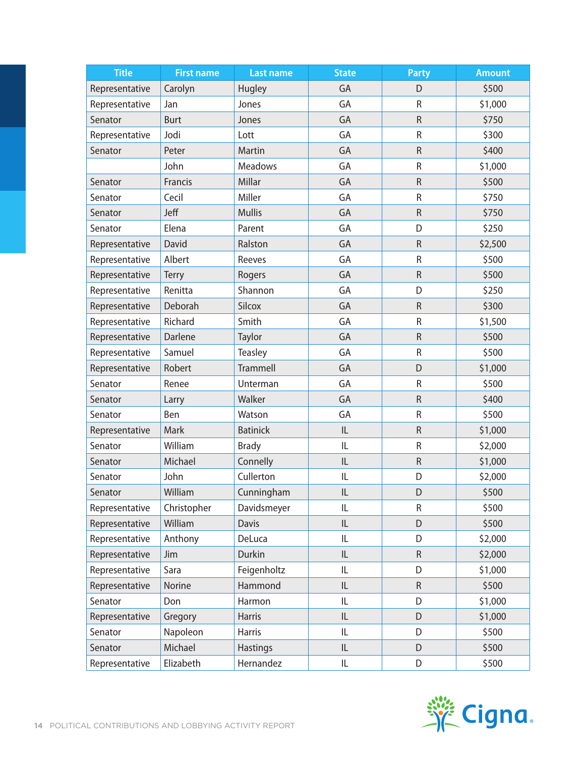| Title | First name | Last name | State | Party | Amount |
|---|---|---|---|---|---|
| Representative | Carolyn | Hugley | GA | D | $500 |
| Representative | Jan | Jones | GA | R | $1,000 |
| Senator | Burt | Jones | GA | R | $750 |
| Representative | Jodi | Lott | GA | R | $300 |
| Senator | Peter | Martin | GA | R | $400 |
| | John | Meadows | GA | R | $1,000 |
| Senator | Francis | Millar | GA | R | $500 |
| Senator | Cecil | Miller | GA | R | $750 |
| Senator | Jeff | Mullis | GA | R | $750 |
| Senator | Elena | Parent | GA | D | $250 |
| Representative | David | Ralston | GA | R | $2,500 |
| Representative | Albert | Reeves | GA | R | $500 |
| Representative | Terry | Rogers | GA | R | $500 |
| Representative | Renitta | Shannon | GA | D | $250 |
| Representative | Deborah | Silcox | GA | R | $300 |
| Representative | Richard | Smith | GA | R | $1,500 |
| Representative | Darlene | Taylor | GA | R | $500 |
| Representative | Samuel | Teasley | GA | R | $500 |
| Representative | Robert | Trammell | GA | D | $1,000 |
| Senator | Renee | Unterman | GA | R | $500 |
| Senator | Larry | Walker | GA | R | $400 |
| Senator | Ben | Watson | GA | R | $500 |
| Representative | Mark | Batinick | IL | R | $1,000 |
| Senator | William | Brady | IL | R | $2,000 |
| Senator | Michael | Connelly | IL | R | $1,000 |
| Senator | John | Cullerton | IL | D | $2,000 |
| Senator | William | Cunningham | IL | D | $500 |
| Representative | Christopher | Davidsmeyer | IL | R | $500 |
| Representative | William | Davis | IL | D | $500 |
| Representative | Anthony | DeLuca | IL | D | $2,000 |
| Representative | Jim | Durkin | IL | R | $2,000 |
| Representative | Sara | Feigenholtz | IL | D | $1,000 |
| Representative | Norine | Hammond | IL | R | $500 |
| Senator | Don | Harmon | IL | D | $1,000 |
| Representative | Gregory | Harris | IL | D | $1,000 |
| Senator | Napoleon | Harris | IL | D | $500 |
| Senator | Michael | Hastings | IL | D | $500 |
| Representative | Elizabeth | Hernandez | IL | D | $500 |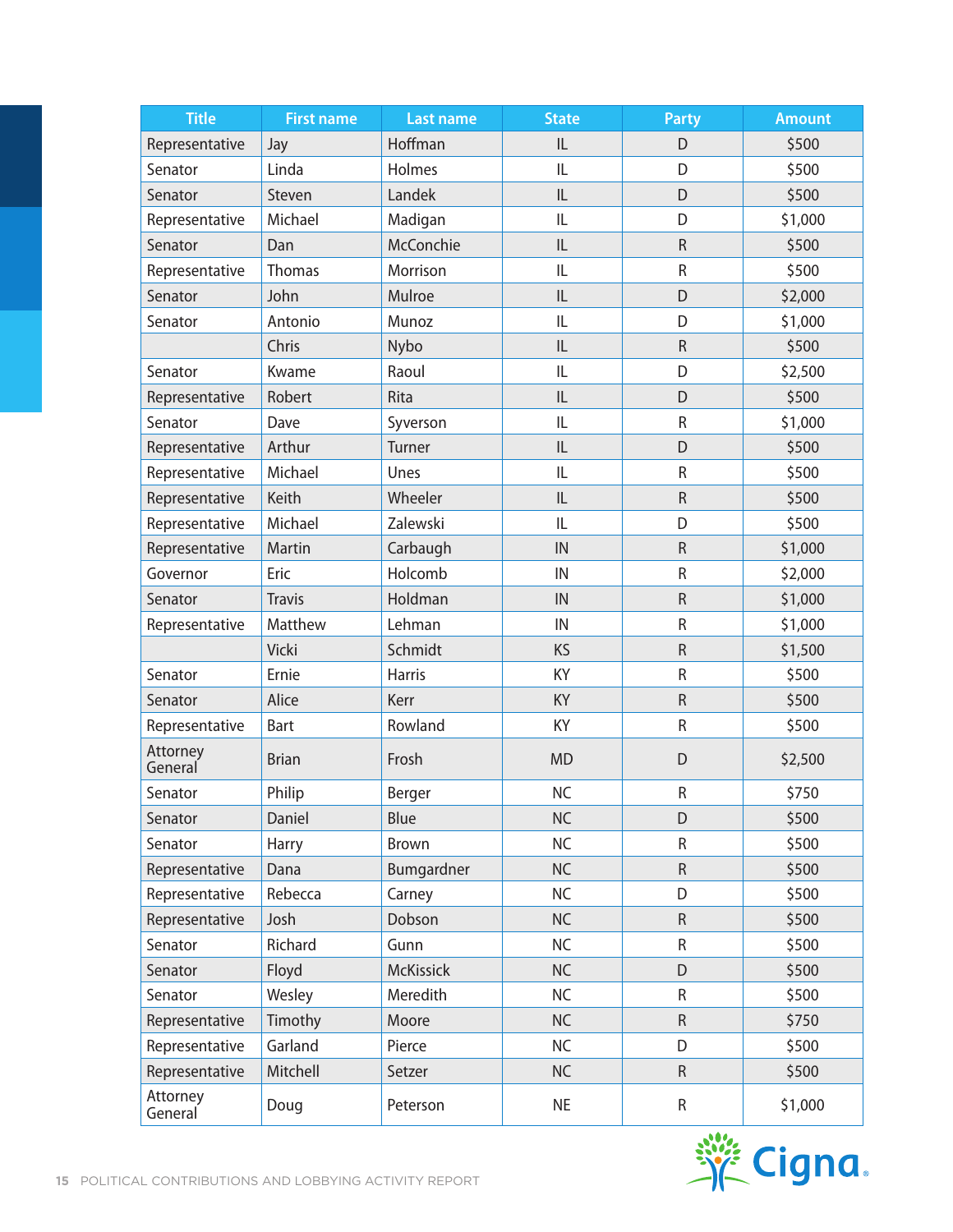| Title | First name | Last name | State | Party | Amount |
|---|---|---|---|---|---|
| Representative | Jay | Hoffman | IL | D | $500 |
| Senator | Linda | Holmes | IL | D | $500 |
| Senator | Steven | Landek | IL | D | $500 |
| Representative | Michael | Madigan | IL | D | $1,000 |
| Senator | Dan | McConchie | IL | R | $500 |
| Representative | Thomas | Morrison | IL | R | $500 |
| Senator | John | Mulroe | IL | D | $2,000 |
| Senator | Antonio | Munoz | IL | D | $1,000 |
| | Chris | Nybo | IL | R | $500 |
| Senator | Kwame | Raoul | IL | D | $2,500 |
| Representative | Robert | Rita | IL | D | $500 |
| Senator | Dave | Syverson | IL | R | $1,000 |
| Representative | Arthur | Turner | IL | D | $500 |
| Representative | Michael | Unes | IL | R | $500 |
| Representative | Keith | Wheeler | IL | R | $500 |
| Representative | Michael | Zalewski | IL | D | $500 |
| Representative | Martin | Carbaugh | IN | R | $1,000 |
| Governor | Eric | Holcomb | IN | R | $2,000 |
| Senator | Travis | Holdman | IN | R | $1,000 |
| Representative | Matthew | Lehman | IN | R | $1,000 |
| | Vicki | Schmidt | KS | R | $1,500 |
| Senator | Ernie | Harris | KY | R | $500 |
| Senator | Alice | Kerr | KY | R | $500 |
| Representative | Bart | Rowland | KY | R | $500 |
| Attorney General | Brian | Frosh | MD | D | $2,500 |
| Senator | Philip | Berger | NC | R | $750 |
| Senator | Daniel | Blue | NC | D | $500 |
| Senator | Harry | Brown | NC | R | $500 |
| Representative | Dana | Bumgardner | NC | R | $500 |
| Representative | Rebecca | Carney | NC | D | $500 |
| Representative | Josh | Dobson | NC | R | $500 |
| Senator | Richard | Gunn | NC | R | $500 |
| Senator | Floyd | McKissick | NC | D | $500 |
| Senator | Wesley | Meredith | NC | R | $500 |
| Representative | Timothy | Moore | NC | R | $750 |
| Representative | Garland | Pierce | NC | D | $500 |
| Representative | Mitchell | Setzer | NC | R | $500 |
| Attorney General | Doug | Peterson | NE | R | $1,000 |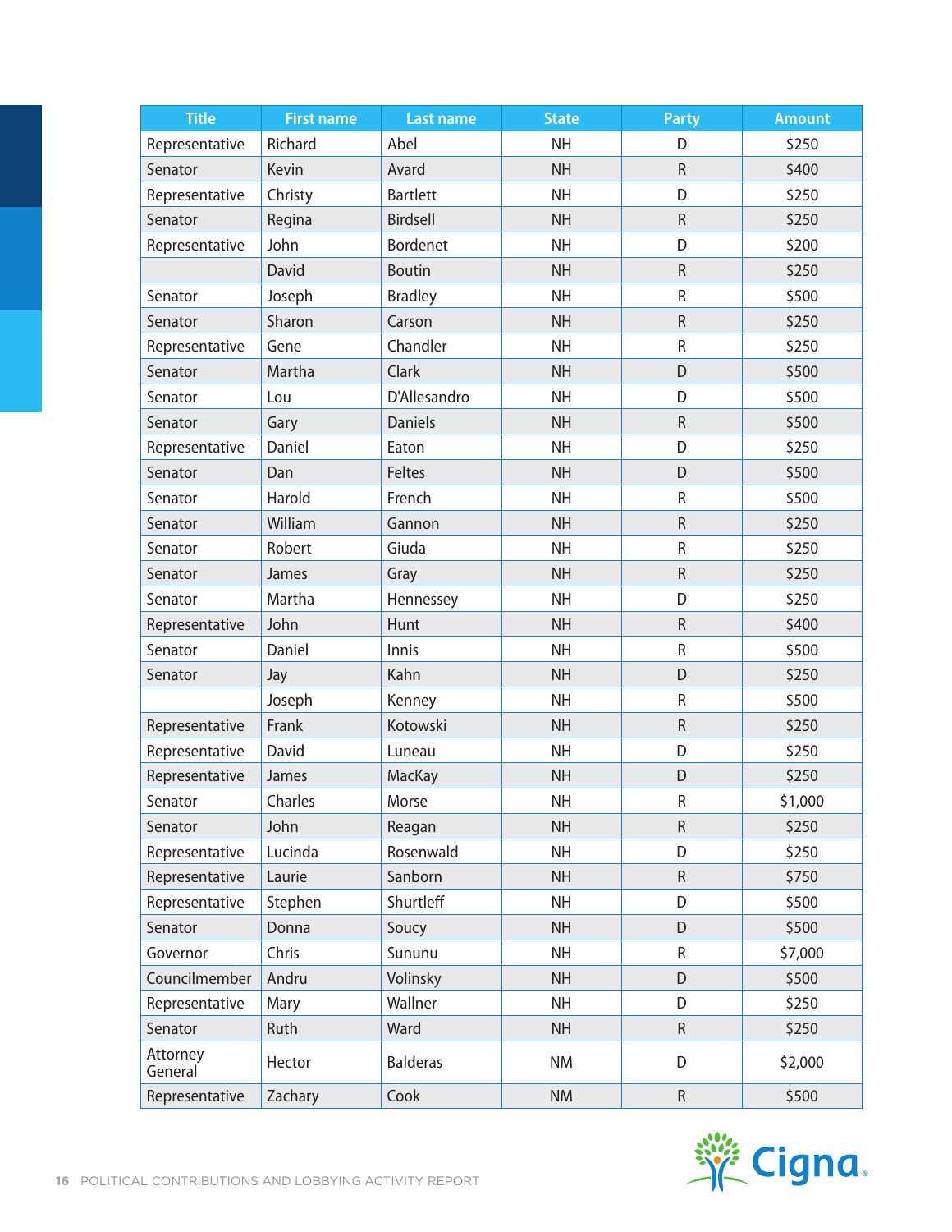| Title | First name | Last name | State | Party | Amount |
|---|---|---|---|---|---|
| Representative | Richard | Abel | NH | D | $250 |
| Senator | Kevin | Avard | NH | R | $400 |
| Representative | Christy | Bartlett | NH | D | $250 |
| Senator | Regina | Birdsell | NH | R | $250 |
| Representative | John | Bordenet | NH | D | $200 |
| | David | Boutin | NH | R | $250 |
| Senator | Joseph | Bradley | NH | R | $500 |
| Senator | Sharon | Carson | NH | R | $250 |
| Representative | Gene | Chandler | NH | R | $250 |
| Senator | Martha | Clark | NH | D | $500 |
| Senator | Lou | D'Allesandro | NH | D | $500 |
| Senator | Gary | Daniels | NH | R | $500 |
| Representative | Daniel | Eaton | NH | D | $250 |
| Senator | Dan | Feltes | NH | D | $500 |
| Senator | Harold | French | NH | R | $500 |
| Senator | William | Gannon | NH | R | $250 |
| Senator | Robert | Giuda | NH | R | $250 |
| Senator | James | Gray | NH | R | $250 |
| Senator | Martha | Hennessey | NH | D | $250 |
| Representative | John | Hunt | NH | R | $400 |
| Senator | Daniel | Innis | NH | R | $500 |
| Senator | Jay | Kahn | NH | D | $250 |
| | Joseph | Kenney | NH | R | $500 |
| Representative | Frank | Kotowski | NH | R | $250 |
| Representative | David | Luneau | NH | D | $250 |
| Representative | James | MacKay | NH | D | $250 |
| Senator | Charles | Morse | NH | R | $1,000 |
| Senator | John | Reagan | NH | R | $250 |
| Representative | Lucinda | Rosenwald | NH | D | $250 |
| Representative | Laurie | Sanborn | NH | R | $750 |
| Representative | Stephen | Shurtleff | NH | D | $500 |
| Senator | Donna | Soucy | NH | D | $500 |
| Governor | Chris | Sununu | NH | R | $7,000 |
| Councilmember | Andru | Volinsky | NH | D | $500 |
| Representative | Mary | Wallner | NH | D | $250 |
| Senator | Ruth | Ward | NH | R | $250 |
| Attorney General | Hector | Balderas | NM | D | $2,000 |
| Representative | Zachary | Cook | NM | R | $500 |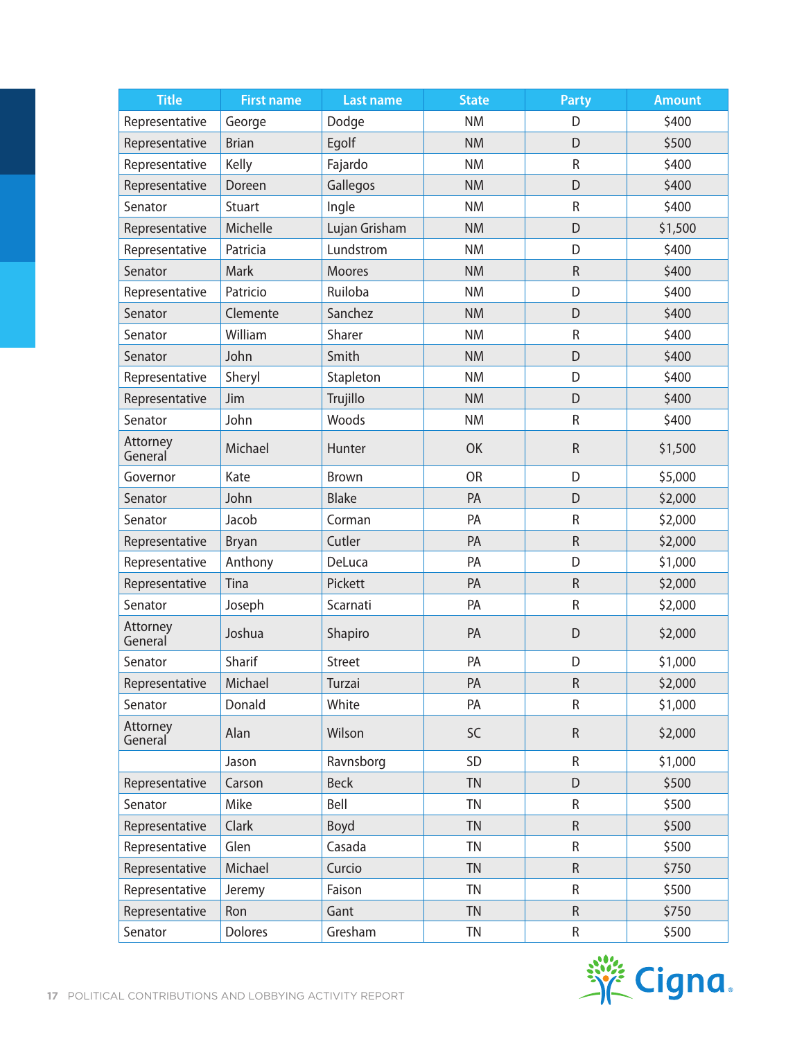| Title | First name | Last name | State | Party | Amount |
|---|---|---|---|---|---|
| Representative | George | Dodge | NM | D | $400 |
| Representative | Brian | Egolf | NM | D | $500 |
| Representative | Kelly | Fajardo | NM | R | $400 |
| Representative | Doreen | Gallegos | NM | D | $400 |
| Senator | Stuart | Ingle | NM | R | $400 |
| Representative | Michelle | Lujan Grisham | NM | D | $1,500 |
| Representative | Patricia | Lundstrom | NM | D | $400 |
| Senator | Mark | Moores | NM | R | $400 |
| Representative | Patricio | Ruiloba | NM | D | $400 |
| Senator | Clemente | Sanchez | NM | D | $400 |
| Senator | William | Sharer | NM | R | $400 |
| Senator | John | Smith | NM | D | $400 |
| Representative | Sheryl | Stapleton | NM | D | $400 |
| Representative | Jim | Trujillo | NM | D | $400 |
| Senator | John | Woods | NM | R | $400 |
| Attorney General | Michael | Hunter | OK | R | $1,500 |
| Governor | Kate | Brown | OR | D | $5,000 |
| Senator | John | Blake | PA | D | $2,000 |
| Senator | Jacob | Corman | PA | R | $2,000 |
| Representative | Bryan | Cutler | PA | R | $2,000 |
| Representative | Anthony | DeLuca | PA | D | $1,000 |
| Representative | Tina | Pickett | PA | R | $2,000 |
| Senator | Joseph | Scarnati | PA | R | $2,000 |
| Attorney General | Joshua | Shapiro | PA | D | $2,000 |
| Senator | Sharif | Street | PA | D | $1,000 |
| Representative | Michael | Turzai | PA | R | $2,000 |
| Senator | Donald | White | PA | R | $1,000 |
| Attorney General | Alan | Wilson | SC | R | $2,000 |
| | Jason | Ravnsborg | SD | R | $1,000 |
| Representative | Carson | Beck | TN | D | $500 |
| Senator | Mike | Bell | TN | R | $500 |
| Representative | Clark | Boyd | TN | R | $500 |
| Representative | Glen | Casada | TN | R | $500 |
| Representative | Michael | Curcio | TN | R | $750 |
| Representative | Jeremy | Faison | TN | R | $500 |
| Representative | Ron | Gant | TN | R | $750 |
| Senator | Dolores | Gresham | TN | R | $500 |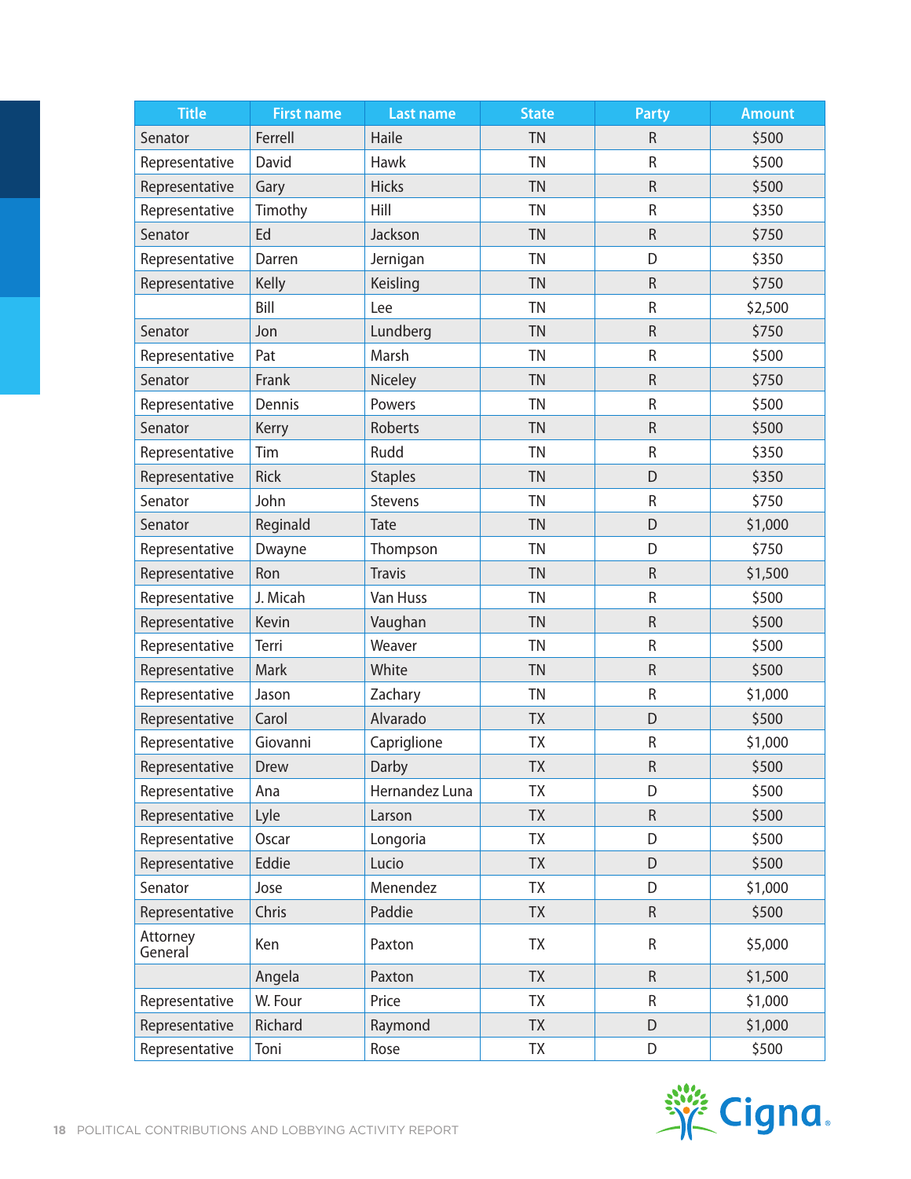| Title | First name | Last name | State | Party | Amount |
|---|---|---|---|---|---|
| Senator | Ferrell | Haile | TN | R | $500 |
| Representative | David | Hawk | TN | R | $500 |
| Representative | Gary | Hicks | TN | R | $500 |
| Representative | Timothy | Hill | TN | R | $350 |
| Senator | Ed | Jackson | TN | R | $750 |
| Representative | Darren | Jernigan | TN | D | $350 |
| Representative | Kelly | Keisling | TN | R | $750 |
| | Bill | Lee | TN | R | $2,500 |
| Senator | Jon | Lundberg | TN | R | $750 |
| Representative | Pat | Marsh | TN | R | $500 |
| Senator | Frank | Niceley | TN | R | $750 |
| Representative | Dennis | Powers | TN | R | $500 |
| Senator | Kerry | Roberts | TN | R | $500 |
| Representative | Tim | Rudd | TN | R | $350 |
| Representative | Rick | Staples | TN | D | $350 |
| Senator | John | Stevens | TN | R | $750 |
| Senator | Reginald | Tate | TN | D | $1,000 |
| Representative | Dwayne | Thompson | TN | D | $750 |
| Representative | Ron | Travis | TN | R | $1,500 |
| Representative | J. Micah | Van Huss | TN | R | $500 |
| Representative | Kevin | Vaughan | TN | R | $500 |
| Representative | Terri | Weaver | TN | R | $500 |
| Representative | Mark | White | TN | R | $500 |
| Representative | Jason | Zachary | TN | R | $1,000 |
| Representative | Carol | Alvarado | TX | D | $500 |
| Representative | Giovanni | Capriglione | TX | R | $1,000 |
| Representative | Drew | Darby | TX | R | $500 |
| Representative | Ana | Hernandez Luna | TX | D | $500 |
| Representative | Lyle | Larson | TX | R | $500 |
| Representative | Oscar | Longoria | TX | D | $500 |
| Representative | Eddie | Lucio | TX | D | $500 |
| Senator | Jose | Menendez | TX | D | $1,000 |
| Representative | Chris | Paddie | TX | R | $500 |
| Attorney General | Ken | Paxton | TX | R | $5,000 |
| | Angela | Paxton | TX | R | $1,500 |
| Representative | W. Four | Price | TX | R | $1,000 |
| Representative | Richard | Raymond | TX | D | $1,000 |
| Representative | Toni | Rose | TX | D | $500 |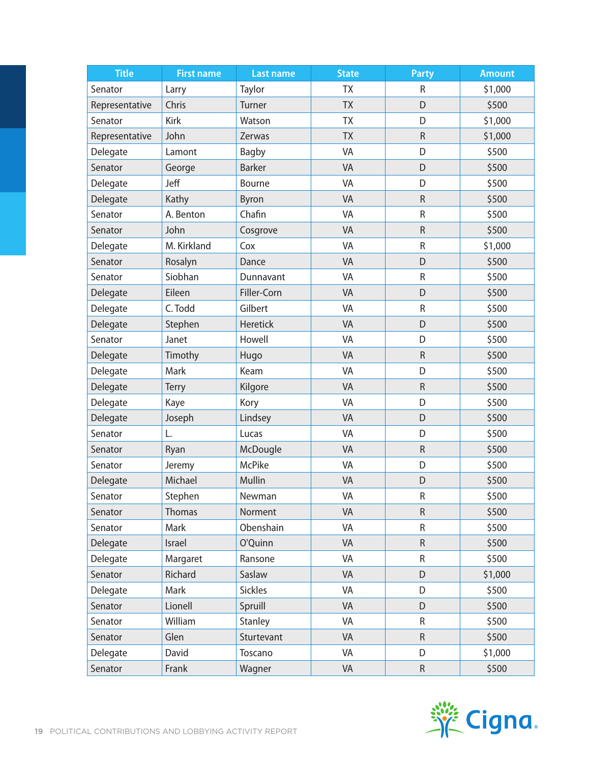| Title | First name | Last name | State | Party | Amount |
|---|---|---|---|---|---|
| Senator | Larry | Taylor | TX | R | $1,000 |
| Representative | Chris | Turner | TX | D | $500 |
| Senator | Kirk | Watson | TX | D | $1,000 |
| Representative | John | Zerwas | TX | R | $1,000 |
| Delegate | Lamont | Bagby | VA | D | $500 |
| Senator | George | Barker | VA | D | $500 |
| Delegate | Jeff | Bourne | VA | D | $500 |
| Delegate | Kathy | Byron | VA | R | $500 |
| Senator | A. Benton | Chafin | VA | R | $500 |
| Senator | John | Cosgrove | VA | R | $500 |
| Delegate | M. Kirkland | Cox | VA | R | $1,000 |
| Senator | Rosalyn | Dance | VA | D | $500 |
| Senator | Siobhan | Dunnavant | VA | R | $500 |
| Delegate | Eileen | Filler-Corn | VA | D | $500 |
| Delegate | C. Todd | Gilbert | VA | R | $500 |
| Delegate | Stephen | Heretick | VA | D | $500 |
| Senator | Janet | Howell | VA | D | $500 |
| Delegate | Timothy | Hugo | VA | R | $500 |
| Delegate | Mark | Keam | VA | D | $500 |
| Delegate | Terry | Kilgore | VA | R | $500 |
| Delegate | Kaye | Kory | VA | D | $500 |
| Delegate | Joseph | Lindsey | VA | D | $500 |
| Senator | L. | Lucas | VA | D | $500 |
| Senator | Ryan | McDougle | VA | R | $500 |
| Senator | Jeremy | McPike | VA | D | $500 |
| Delegate | Michael | Mullin | VA | D | $500 |
| Senator | Stephen | Newman | VA | R | $500 |
| Senator | Thomas | Norment | VA | R | $500 |
| Senator | Mark | Obenshain | VA | R | $500 |
| Delegate | Israel | O'Quinn | VA | R | $500 |
| Delegate | Margaret | Ransone | VA | R | $500 |
| Senator | Richard | Saslaw | VA | D | $1,000 |
| Delegate | Mark | Sickles | VA | D | $500 |
| Senator | Lionell | Spruill | VA | D | $500 |
| Senator | William | Stanley | VA | R | $500 |
| Senator | Glen | Sturtevant | VA | R | $500 |
| Delegate | David | Toscano | VA | D | $1,000 |
| Senator | Frank | Wagner | VA | R | $500 |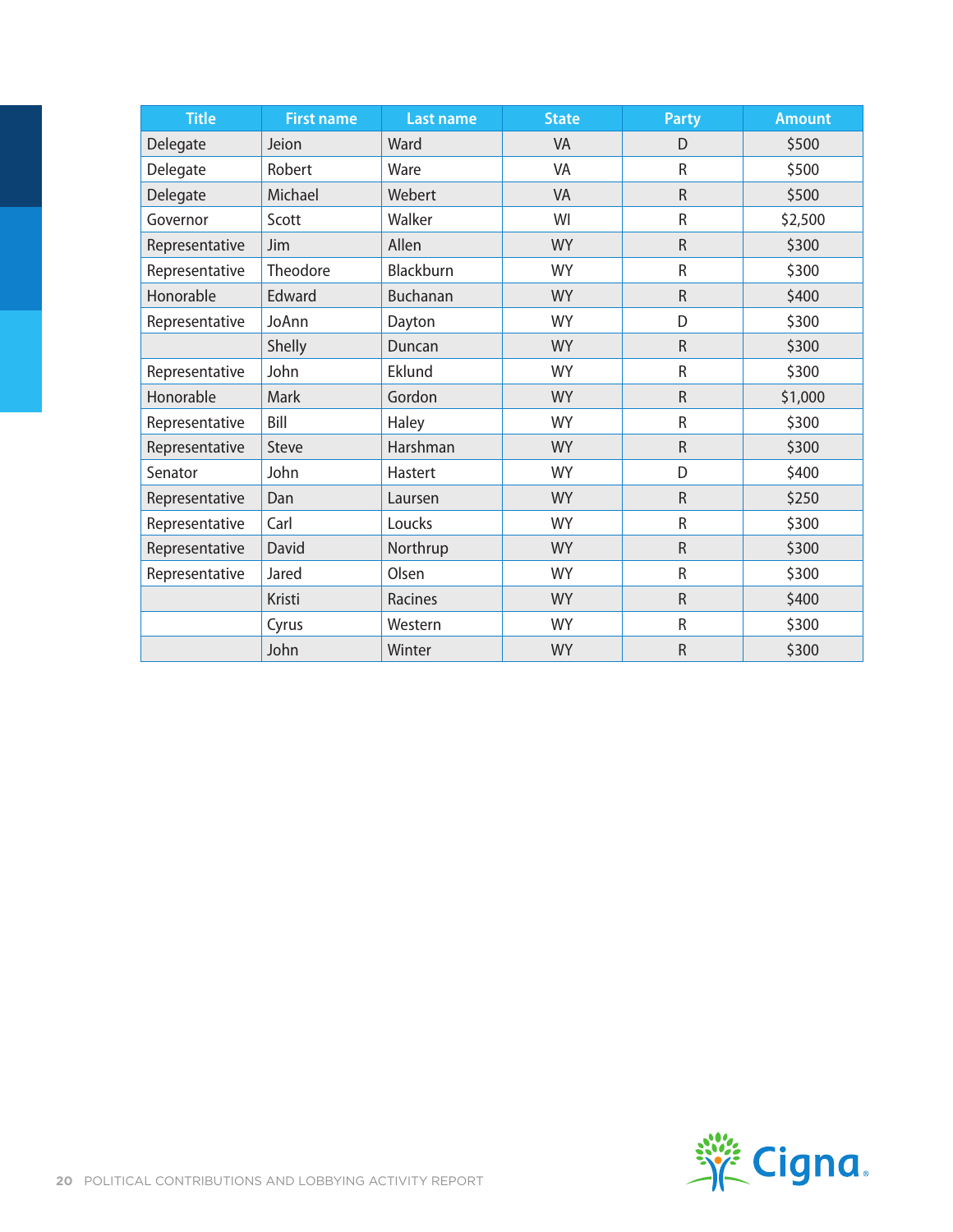| Title | First name | Last name | State | Party | Amount |
|---|---|---|---|---|---|
| Delegate | Jeion | Ward | VA | D | $500 |
| Delegate | Robert | Ware | VA | R | $500 |
| Delegate | Michael | Webert | VA | R | $500 |
| Governor | Scott | Walker | WI | R | $2,500 |
| Representative | Jim | Allen | WY | R | $300 |
| Representative | Theodore | Blackburn | WY | R | $300 |
| Honorable | Edward | Buchanan | WY | R | $400 |
| Representative | JoAnn | Dayton | WY | D | $300 |
| | Shelly | Duncan | WY | R | $300 |
| Representative | John | Eklund | WY | R | $300 |
| Honorable | Mark | Gordon | WY | R | $1,000 |
| Representative | Bill | Haley | WY | R | $300 |
| Representative | Steve | Harshman | WY | R | $300 |
| Senator | John | Hastert | WY | D | $400 |
| Representative | Dan | Laursen | WY | R | $250 |
| Representative | Carl | Loucks | WY | R | $300 |
| Representative | David | Northrup | WY | R | $300 |
| Representative | Jared | Olsen | WY | R | $300 |
| | Kristi | Racines | WY | R | $400 |
| | Cyrus | Western | WY | R | $300 |
| | John | Winter | WY | R | $300 |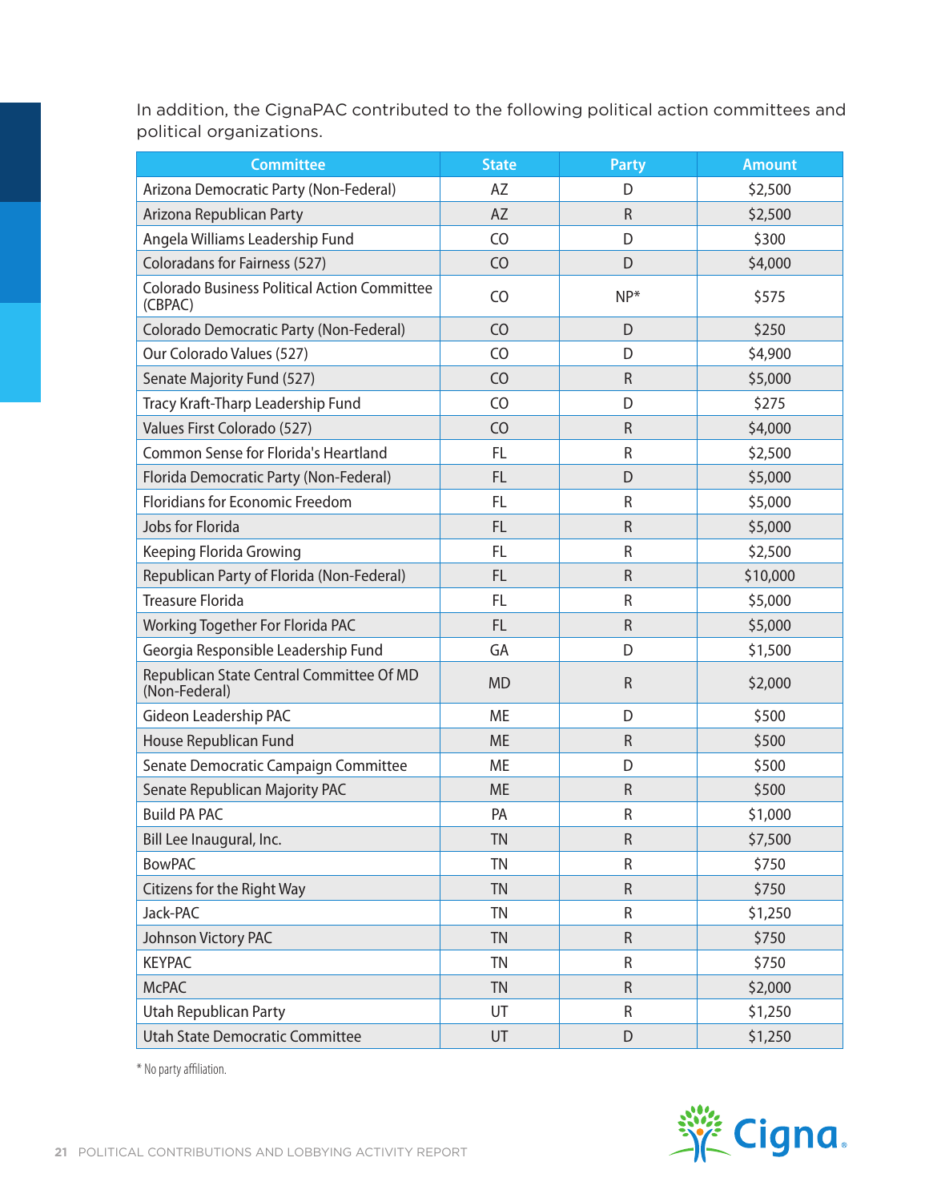In addition, the CignaPAC contributed to the following political action committees and political organizations.

| Committee | State | Party | Amount |
|---|---|---|---|
| Arizona Democratic Party (Non-Federal) | AZ | D | $2,500 |
| Arizona Republican Party | AZ | R | $2,500 |
| Angela Williams Leadership Fund | CO | D | $300 |
| Coloradans for Fairness (527) | CO | D | $4,000 |
| Colorado Business Political Action Committee (CBPAC) | CO | NP* | $575 |
| Colorado Democratic Party (Non-Federal) | CO | D | $250 |
| Our Colorado Values (527) | CO | D | $4,900 |
| Senate Majority Fund (527) | CO | R | $5,000 |
| Tracy Kraft-Tharp Leadership Fund | CO | D | $275 |
| Values First Colorado (527) | CO | R | $4,000 |
| Common Sense for Florida's Heartland | FL | R | $2,500 |
| Florida Democratic Party (Non-Federal) | FL | D | $5,000 |
| Floridians for Economic Freedom | FL | R | $5,000 |
| Jobs for Florida | FL | R | $5,000 |
| Keeping Florida Growing | FL | R | $2,500 |
| Republican Party of Florida (Non-Federal) | FL | R | $10,000 |
| Treasure Florida | FL | R | $5,000 |
| Working Together For Florida PAC | FL | R | $5,000 |
| Georgia Responsible Leadership Fund | GA | D | $1,500 |
| Republican State Central Committee Of MD (Non-Federal) | MD | R | $2,000 |
| Gideon Leadership PAC | ME | D | $500 |
| House Republican Fund | ME | R | $500 |
| Senate Democratic Campaign Committee | ME | D | $500 |
| Senate Republican Majority PAC | ME | R | $500 |
| Build PA PAC | PA | R | $1,000 |
| Bill Lee Inaugural, Inc. | TN | R | $7,500 |
| BowPAC | TN | R | $750 |
| Citizens for the Right Way | TN | R | $750 |
| Jack-PAC | TN | R | $1,250 |
| Johnson Victory PAC | TN | R | $750 |
| KEYPAC | TN | R | $750 |
| McPAC | TN | R | $2,000 |
| Utah Republican Party | UT | R | $1,250 |
| Utah State Democratic Committee | UT | D | $1,250 |

* No party affiliation.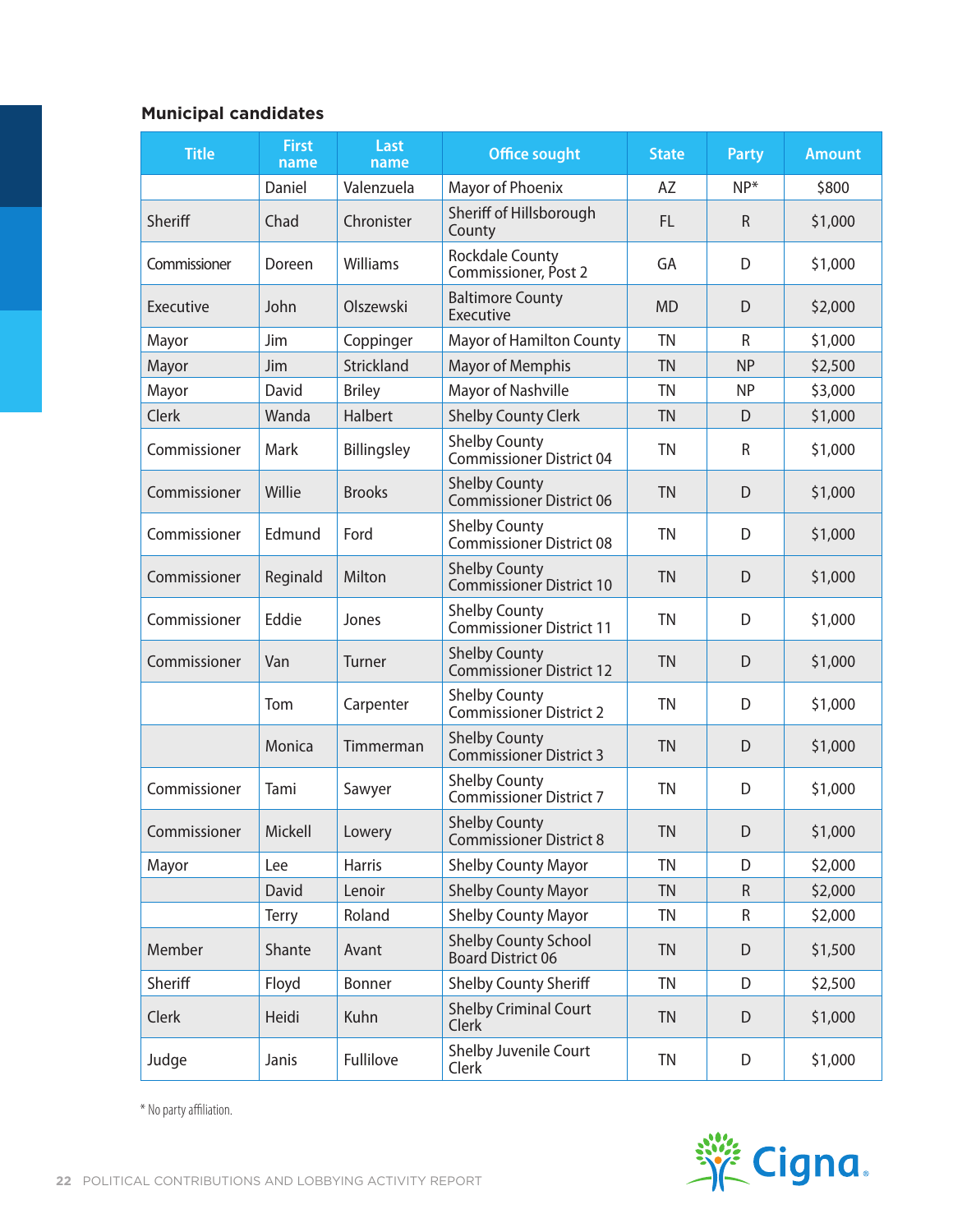### Municipal candidates

| Title | First name | Last name | Office sought | State | Party | Amount |
|---|---|---|---|---|---|---|
| | Daniel | Valenzuela | Mayor of Phoenix | AZ | NP* | $800 |
| Sheriff | Chad | Chronister | Sheriff of Hillsborough County | FL | R | $1,000 |
| Commissioner | Doreen | Williams | Rockdale County Commissioner, Post 2 | GA | D | $1,000 |
| Executive | John | Olszewski | Baltimore County Executive | MD | D | $2,000 |
| Mayor | Jim | Coppinger | Mayor of Hamilton County | TN | R | $1,000 |
| Mayor | Jim | Strickland | Mayor of Memphis | TN | NP | $2,500 |
| Mayor | David | Briley | Mayor of Nashville | TN | NP | $3,000 |
| Clerk | Wanda | Halbert | Shelby County Clerk | TN | D | $1,000 |
| Commissioner | Mark | Billingsley | Shelby County Commissioner District 04 | TN | R | $1,000 |
| Commissioner | Willie | Brooks | Shelby County Commissioner District 06 | TN | D | $1,000 |
| Commissioner | Edmund | Ford | Shelby County Commissioner District 08 | TN | D | $1,000 |
| Commissioner | Reginald | Milton | Shelby County Commissioner District 10 | TN | D | $1,000 |
| Commissioner | Eddie | Jones | Shelby County Commissioner District 11 | TN | D | $1,000 |
| Commissioner | Van | Turner | Shelby County Commissioner District 12 | TN | D | $1,000 |
| | Tom | Carpenter | Shelby County Commissioner District 2 | TN | D | $1,000 |
| | Monica | Timmerman | Shelby County Commissioner District 3 | TN | D | $1,000 |
| Commissioner | Tami | Sawyer | Shelby County Commissioner District 7 | TN | D | $1,000 |
| Commissioner | Mickell | Lowery | Shelby County Commissioner District 8 | TN | D | $1,000 |
| Mayor | Lee | Harris | Shelby County Mayor | TN | D | $2,000 |
| | David | Lenoir | Shelby County Mayor | TN | R | $2,000 |
| | Terry | Roland | Shelby County Mayor | TN | R | $2,000 |
| Member | Shante | Avant | Shelby County School Board District 06 | TN | D | $1,500 |
| Sheriff | Floyd | Bonner | Shelby County Sheriff | TN | D | $2,500 |
| Clerk | Heidi | Kuhn | Shelby Criminal Court Clerk | TN | D | $1,000 |
| Judge | Janis | Fullilove | Shelby Juvenile Court Clerk | TN | D | $1,000 |

* No party affiliation.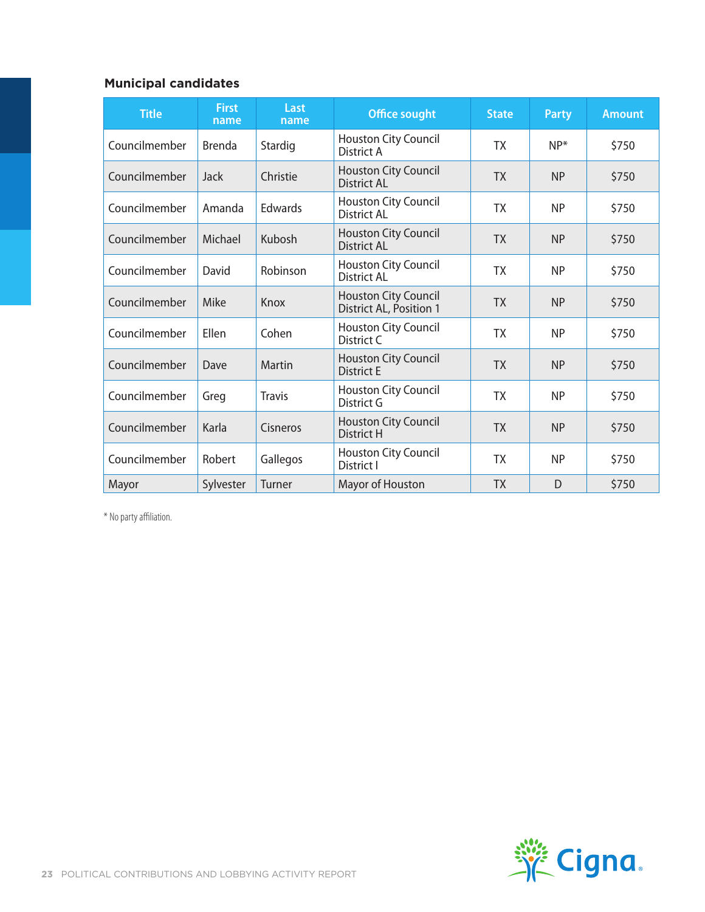### Municipal candidates

| Title | First name | Last name | Office sought | State | Party | Amount |
|---|---|---|---|---|---|---|
| Councilmember | Brenda | Stardig | Houston City Council District A | TX | NP* | $750 |
| Councilmember | Jack | Christie | Houston City Council District AL | TX | NP | $750 |
| Councilmember | Amanda | Edwards | Houston City Council District AL | TX | NP | $750 |
| Councilmember | Michael | Kubosh | Houston City Council District AL | TX | NP | $750 |
| Councilmember | David | Robinson | Houston City Council District AL | TX | NP | $750 |
| Councilmember | Mike | Knox | Houston City Council District AL, Position 1 | TX | NP | $750 |
| Councilmember | Ellen | Cohen | Houston City Council District C | TX | NP | $750 |
| Councilmember | Dave | Martin | Houston City Council District E | TX | NP | $750 |
| Councilmember | Greg | Travis | Houston City Council District G | TX | NP | $750 |
| Councilmember | Karla | Cisneros | Houston City Council District H | TX | NP | $750 |
| Councilmember | Robert | Gallegos | Houston City Council District I | TX | NP | $750 |
| Mayor | Sylvester | Turner | Mayor of Houston | TX | D | $750 |

* No party affiliation.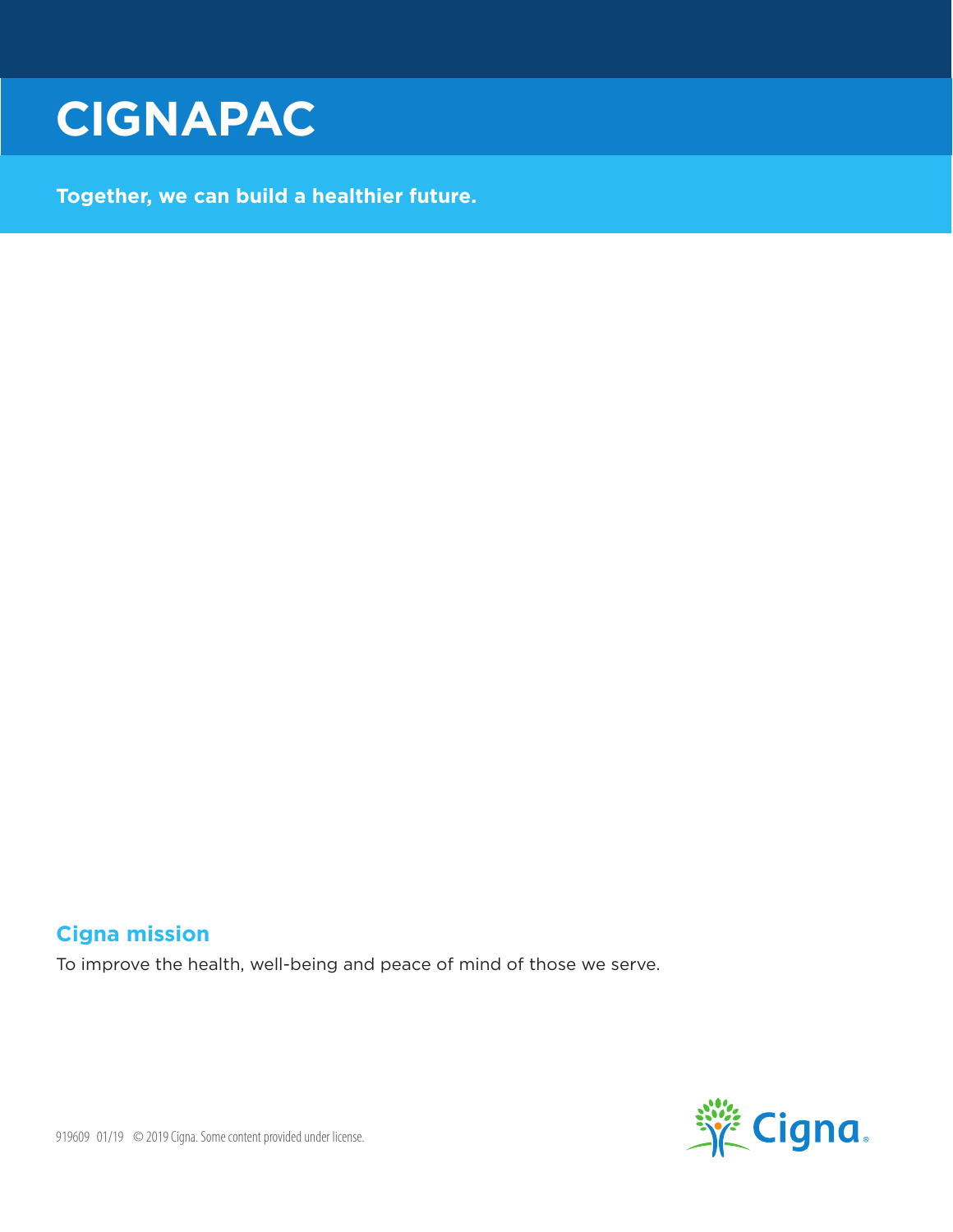# CIGNAPAC

**Together, we can build a healthier future.**

## Cigna mission

To improve the health, well-being and peace of mind of those we serve.

919609 01/19 © 2019 Cigna. Some content provided under license.